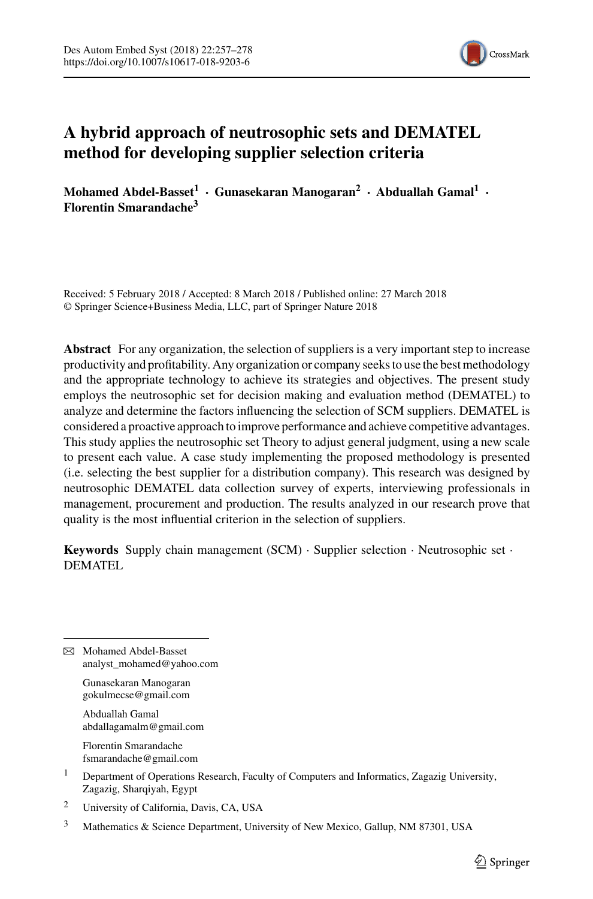# A hybrid approach of neutrosophic sets and DEMATEL method for developing supplier selection criteria

**Mohamed Abdel-Basset[1] · Gunasekaran Manogaran[2] · Abduallah Gamal[1] · Florentin Smarandache[3]**

Received: 5 February 2018 / Accepted: 8 March 2018 / Published online: 27 March 2018
© Springer Science+Business Media, LLC, part of Springer Nature 2018

**Abstract** For any organization, the selection of suppliers is a very important step to increase productivity and profitability. Any organization or company seeks to use the best methodology and the appropriate technology to achieve its strategies and objectives. The present study employs the neutrosophic set for decision making and evaluation method (DEMATEL) to analyze and determine the factors influencing the selection of SCM suppliers. DEMATEL is considered a proactive approach to improve performance and achieve competitive advantages. This study applies the neutrosophic set Theory to adjust general judgment, using a new scale to present each value. A case study implementing the proposed methodology is presented (i.e. selecting the best supplier for a distribution company). This research was designed by neutrosophic DEMATEL data collection survey of experts, interviewing professionals in management, procurement and production. The results analyzed in our research prove that quality is the most influential criterion in the selection of suppliers.

**Keywords** Supply chain management (SCM) · Supplier selection · Neutrosophic set · DEMATEL

---

✉ Mohamed Abdel-Basset
analyst_mohamed@yahoo.com

Gunasekaran Manogaran
gokulmecse@gmail.com

Abduallah Gamal
abdallagamalm@gmail.com

Florentin Smarandache
fsmarandache@gmail.com

[1] Department of Operations Research, Faculty of Computers and Informatics, Zagazig University, Zagazig, Sharqiyah, Egypt

[2] University of California, Davis, CA, USA

[3] Mathematics & Science Department, University of New Mexico, Gallup, NM 87301, USA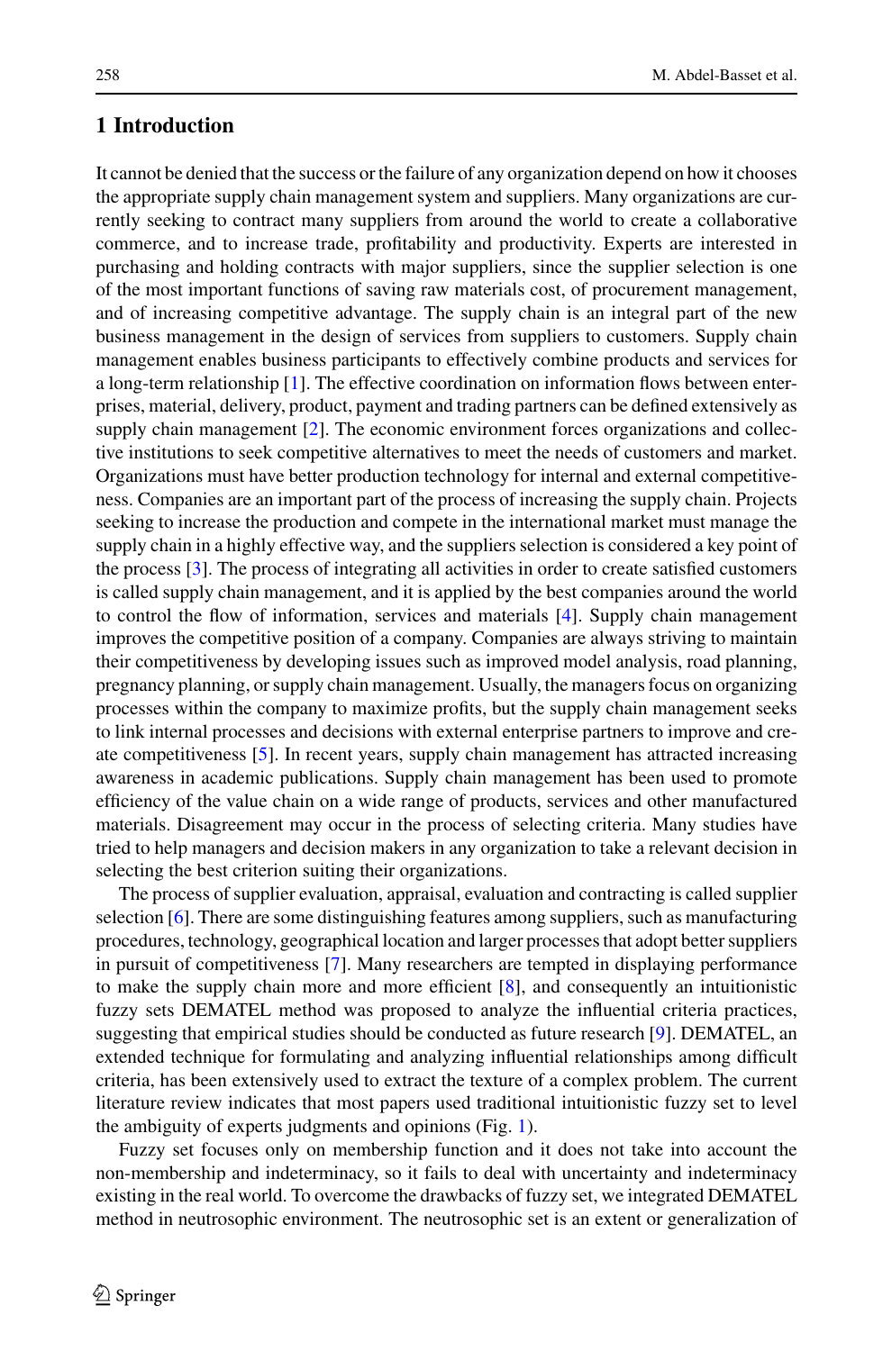## 1 Introduction

It cannot be denied that the success or the failure of any organization depend on how it chooses the appropriate supply chain management system and suppliers. Many organizations are currently seeking to contract many suppliers from around the world to create a collaborative commerce, and to increase trade, profitability and productivity. Experts are interested in purchasing and holding contracts with major suppliers, since the supplier selection is one of the most important functions of saving raw materials cost, of procurement management, and of increasing competitive advantage. The supply chain is an integral part of the new business management in the design of services from suppliers to customers. Supply chain management enables business participants to effectively combine products and services for a long-term relationship [1]. The effective coordination on information flows between enterprises, material, delivery, product, payment and trading partners can be defined extensively as supply chain management [2]. The economic environment forces organizations and collective institutions to seek competitive alternatives to meet the needs of customers and market. Organizations must have better production technology for internal and external competitiveness. Companies are an important part of the process of increasing the supply chain. Projects seeking to increase the production and compete in the international market must manage the supply chain in a highly effective way, and the suppliers selection is considered a key point of the process [3]. The process of integrating all activities in order to create satisfied customers is called supply chain management, and it is applied by the best companies around the world to control the flow of information, services and materials [4]. Supply chain management improves the competitive position of a company. Companies are always striving to maintain their competitiveness by developing issues such as improved model analysis, road planning, pregnancy planning, or supply chain management. Usually, the managers focus on organizing processes within the company to maximize profits, but the supply chain management seeks to link internal processes and decisions with external enterprise partners to improve and create competitiveness [5]. In recent years, supply chain management has attracted increasing awareness in academic publications. Supply chain management has been used to promote efficiency of the value chain on a wide range of products, services and other manufactured materials. Disagreement may occur in the process of selecting criteria. Many studies have tried to help managers and decision makers in any organization to take a relevant decision in selecting the best criterion suiting their organizations.

The process of supplier evaluation, appraisal, evaluation and contracting is called supplier selection [6]. There are some distinguishing features among suppliers, such as manufacturing procedures, technology, geographical location and larger processes that adopt better suppliers in pursuit of competitiveness [7]. Many researchers are tempted in displaying performance to make the supply chain more and more efficient [8], and consequently an intuitionistic fuzzy sets DEMATEL method was proposed to analyze the influential criteria practices, suggesting that empirical studies should be conducted as future research [9]. DEMATEL, an extended technique for formulating and analyzing influential relationships among difficult criteria, has been extensively used to extract the texture of a complex problem. The current literature review indicates that most papers used traditional intuitionistic fuzzy set to level the ambiguity of experts judgments and opinions (Fig. 1).

Fuzzy set focuses only on membership function and it does not take into account the non-membership and indeterminacy, so it fails to deal with uncertainty and indeterminacy existing in the real world. To overcome the drawbacks of fuzzy set, we integrated DEMATEL method in neutrosophic environment. The neutrosophic set is an extent or generalization of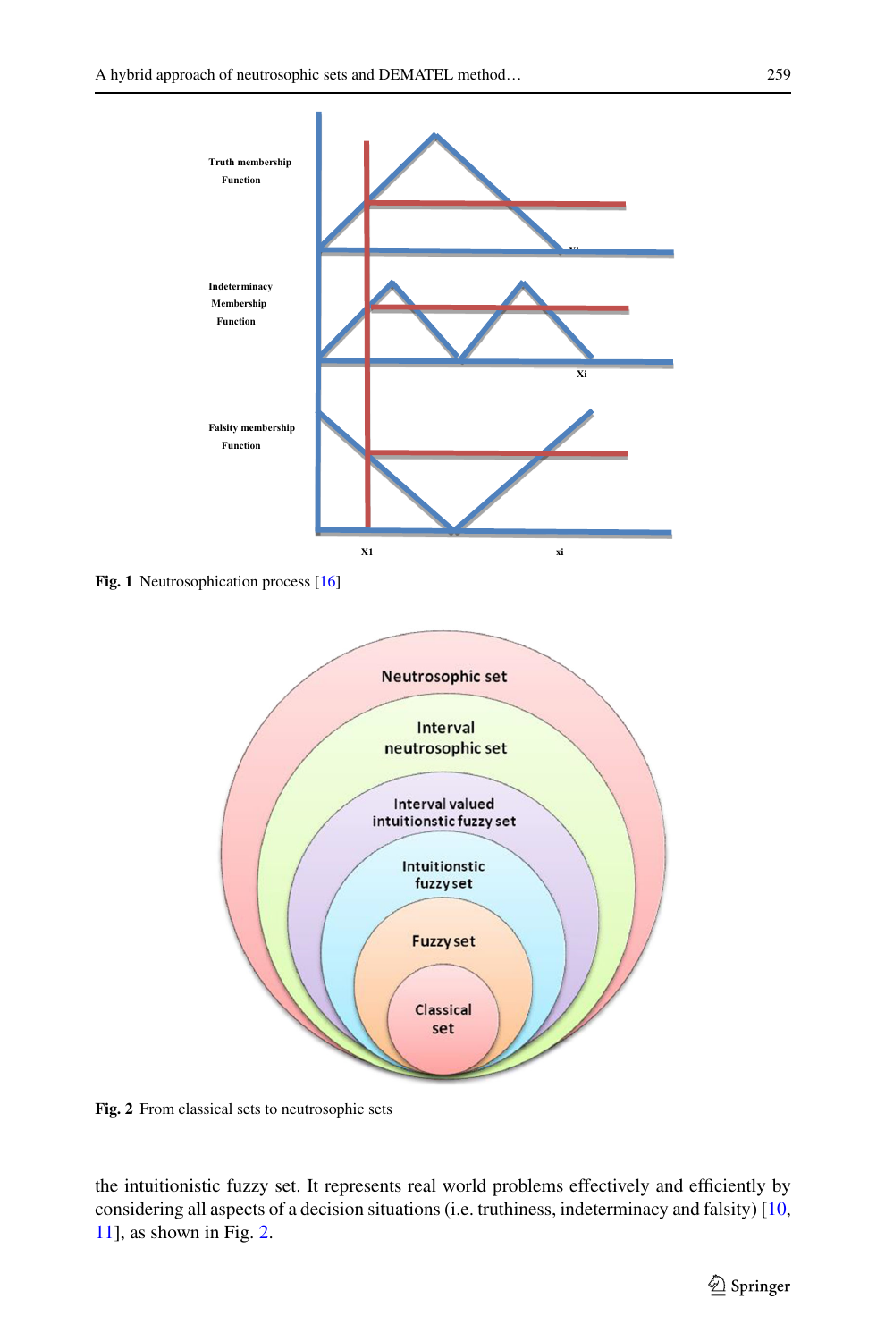Fig. 1 Neutrosophication process [16]

Fig. 2 From classical sets to neutrosophic sets

the intuitionistic fuzzy set. It represents real world problems effectively and efficiently by considering all aspects of a decision situations (i.e. truthiness, indeterminacy and falsity) [10, 11], as shown in Fig. 2.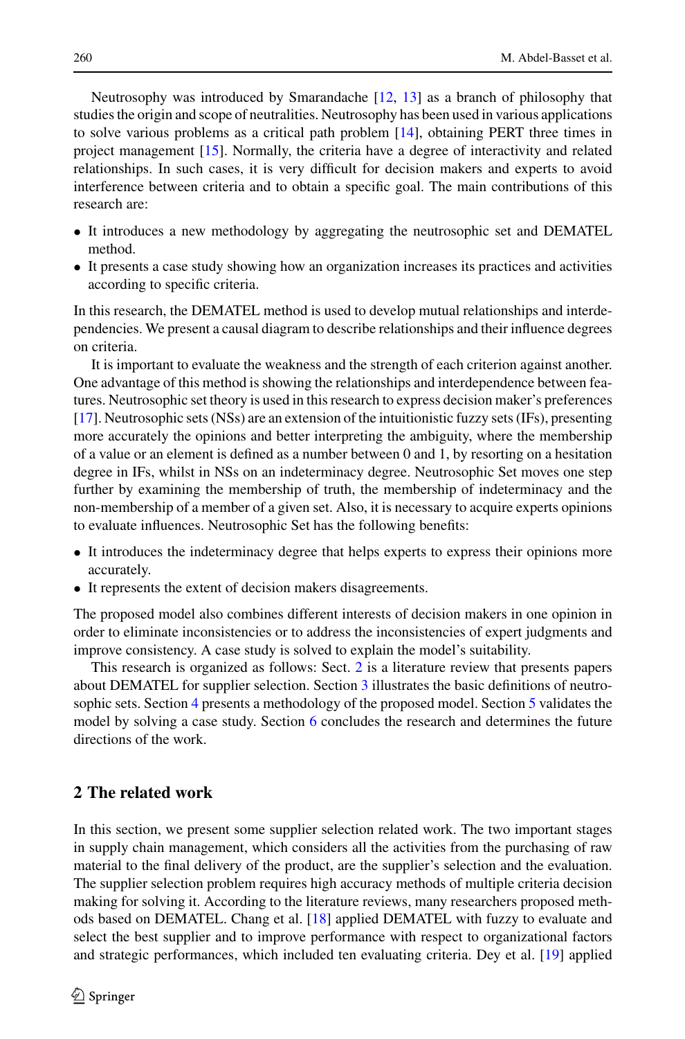Neutrosophy was introduced by Smarandache [12, 13] as a branch of philosophy that studies the origin and scope of neutralities. Neutrosophy has been used in various applications to solve various problems as a critical path problem [14], obtaining PERT three times in project management [15]. Normally, the criteria have a degree of interactivity and related relationships. In such cases, it is very difficult for decision makers and experts to avoid interference between criteria and to obtain a specific goal. The main contributions of this research are:

- It introduces a new methodology by aggregating the neutrosophic set and DEMATEL method.
- It presents a case study showing how an organization increases its practices and activities according to specific criteria.

In this research, the DEMATEL method is used to develop mutual relationships and interdependencies. We present a causal diagram to describe relationships and their influence degrees on criteria.

It is important to evaluate the weakness and the strength of each criterion against another. One advantage of this method is showing the relationships and interdependence between features. Neutrosophic set theory is used in this research to express decision maker's preferences [17]. Neutrosophic sets (NSs) are an extension of the intuitionistic fuzzy sets (IFs), presenting more accurately the opinions and better interpreting the ambiguity, where the membership of a value or an element is defined as a number between 0 and 1, by resorting on a hesitation degree in IFs, whilst in NSs on an indeterminacy degree. Neutrosophic Set moves one step further by examining the membership of truth, the membership of indeterminacy and the non-membership of a member of a given set. Also, it is necessary to acquire experts opinions to evaluate influences. Neutrosophic Set has the following benefits:

- It introduces the indeterminacy degree that helps experts to express their opinions more accurately.
- It represents the extent of decision makers disagreements.

The proposed model also combines different interests of decision makers in one opinion in order to eliminate inconsistencies or to address the inconsistencies of expert judgments and improve consistency. A case study is solved to explain the model's suitability.

This research is organized as follows: Sect. 2 is a literature review that presents papers about DEMATEL for supplier selection. Section 3 illustrates the basic definitions of neutrosophic sets. Section 4 presents a methodology of the proposed model. Section 5 validates the model by solving a case study. Section 6 concludes the research and determines the future directions of the work.

## 2 The related work

In this section, we present some supplier selection related work. The two important stages in supply chain management, which considers all the activities from the purchasing of raw material to the final delivery of the product, are the supplier's selection and the evaluation. The supplier selection problem requires high accuracy methods of multiple criteria decision making for solving it. According to the literature reviews, many researchers proposed methods based on DEMATEL. Chang et al. [18] applied DEMATEL with fuzzy to evaluate and select the best supplier and to improve performance with respect to organizational factors and strategic performances, which included ten evaluating criteria. Dey et al. [19] applied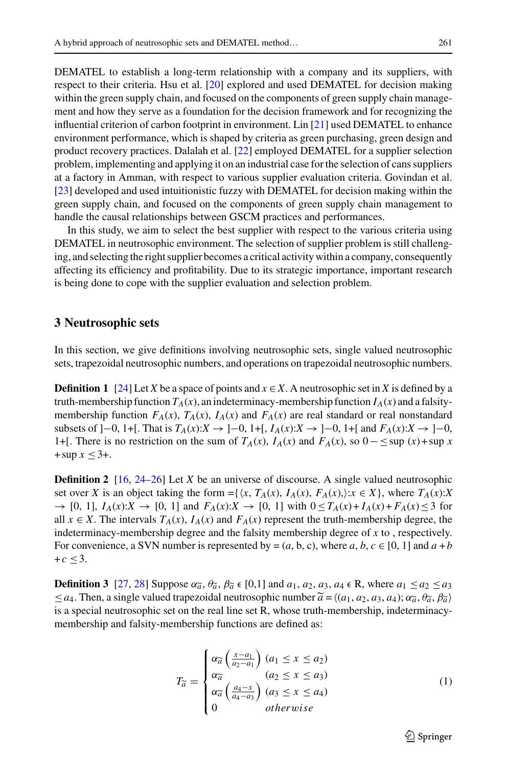DEMATEL to establish a long-term relationship with a company and its suppliers, with respect to their criteria. Hsu et al. [20] explored and used DEMATEL for decision making within the green supply chain, and focused on the components of green supply chain management and how they serve as a foundation for the decision framework and for recognizing the influential criterion of carbon footprint in environment. Lin [21] used DEMATEL to enhance environment performance, which is shaped by criteria as green purchasing, green design and product recovery practices. Dalalah et al. [22] employed DEMATEL for a supplier selection problem, implementing and applying it on an industrial case for the selection of cans suppliers at a factory in Amman, with respect to various supplier evaluation criteria. Govindan et al. [23] developed and used intuitionistic fuzzy with DEMATEL for decision making within the green supply chain, and focused on the components of green supply chain management to handle the causal relationships between GSCM practices and performances.

In this study, we aim to select the best supplier with respect to the various criteria using DEMATEL in neutrosophic environment. The selection of supplier problem is still challenging, and selecting the right supplier becomes a critical activity within a company, consequently affecting its efficiency and profitability. Due to its strategic importance, important research is being done to cope with the supplier evaluation and selection problem.

## 3 Neutrosophic sets

In this section, we give definitions involving neutrosophic sets, single valued neutrosophic sets, trapezoidal neutrosophic numbers, and operations on trapezoidal neutrosophic numbers.

**Definition 1** [24] Let $X$ be a space of points and $x \in X$. A neutrosophic set in $X$ is defined by a truth-membership function $T_A(x)$, an indeterminacy-membership function $I_A(x)$ and a falsity-membership function $F_A(x)$, $T_A(x)$, $I_A(x)$ and $F_A(x)$ are real standard or real nonstandard subsets of $]{-0}, 1{+}[$. That is $T_A(x){:}X \to ]{-0}, 1{+}[$, $I_A(x){:}X \to ]{-0}, 1{+}[$ and $F_A(x){:}X \to ]{-0}, 1{+}[$. There is no restriction on the sum of $T_A(x)$, $I_A(x)$ and $F_A(x)$, so $0- \leq \sup\,(x) + \sup\,x + \sup\,x \leq 3+$.

**Definition 2** [16, 24–26] Let $X$ be an universe of discourse. A single valued neutrosophic set over $X$ is an object taking the form $=\{\langle x, T_A(x), I_A(x), F_A(x), \rangle{:}x \in X\}$, where $T_A(x){:}X \to [0, 1]$, $I_A(x){:}X \to [0, 1]$ and $F_A(x){:}X \to [0, 1]$ with $0 \leq T_A(x) + I_A(x) + F_A(x) \leq 3$ for all $x \in X$. The intervals $T_A(x)$, $I_A(x)$ and $F_A(x)$ represent the truth-membership degree, the indeterminacy-membership degree and the falsity membership degree of $x$ to , respectively. For convenience, a SVN number is represented by $= (a, b, c)$, where $a, b, c \in [0, 1]$ and $a + b + c \leq 3$.

**Definition 3** [27, 28] Suppose $\alpha_{\widetilde{a}}, \theta_{\widetilde{a}}, \beta_{\widetilde{a}} \in [0,1]$ and $a_1, a_2, a_3, a_4 \in R$, where $a_1 \leq a_2 \leq a_3 \leq a_4$. Then, a single valued trapezoidal neutrosophic number $\widetilde{a} = \langle (a_1, a_2, a_3, a_4); \alpha_{\widetilde{a}}, \theta_{\widetilde{a}}, \beta_{\widetilde{a}} \rangle$ is a special neutrosophic set on the real line set R, whose truth-membership, indeterminacy-membership and falsity-membership functions are defined as:

$$T_{\widetilde{a}} = \begin{cases} \alpha_{\widetilde{a}} \left( \frac{x - a_1}{a_2 - a_1} \right) & (a_1 \leq x \leq a_2) \\ \alpha_{\widetilde{a}} & (a_2 \leq x \leq a_3) \\ \alpha_{\widetilde{a}} \left( \frac{a_4 - x}{a_4 - a_3} \right) & (a_3 \leq x \leq a_4) \\ 0 & otherwise \end{cases} \tag{1}$$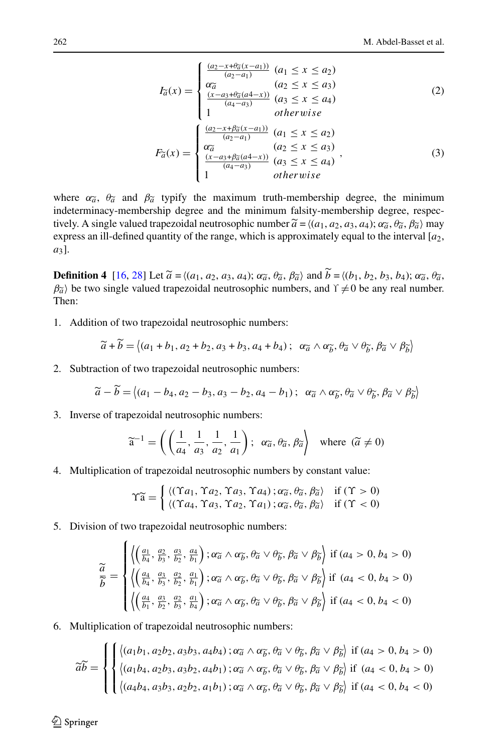$$I_{\tilde{a}}(x) = \begin{cases} \frac{(a_2 - x + \theta_{\tilde{a}}(x - a_1))}{(a_2 - a_1)} & (a_1 \le x \le a_2) \\ \alpha_{\tilde{a}} & (a_2 \le x \le a_3) \\ \frac{(x - a_3 + \theta_{\tilde{a}}(a4 - x))}{(a_4 - a_3)} & (a_3 \le x \le a_4) \\ 1 & otherwise \end{cases} \tag{2}$$

$$F_{\tilde{a}}(x) = \begin{cases} \frac{(a_2 - x + \beta_{\tilde{a}}(x - a_1))}{(a_2 - a_1)} & (a_1 \le x \le a_2) \\ \alpha_{\tilde{a}} & (a_2 \le x \le a_3) \\ \frac{(x - a_3 + \beta_{\tilde{a}}(a4 - x))}{(a_4 - a_3)} & (a_3 \le x \le a_4) \\ 1 & otherwise \end{cases}, \tag{3}$$

where $\alpha_{\tilde{a}}$, $\theta_{\tilde{a}}$ and $\beta_{\tilde{a}}$ typify the maximum truth-membership degree, the minimum indeterminacy-membership degree and the minimum falsity-membership degree, respectively. A single valued trapezoidal neutrosophic number $\tilde{a} = \langle (a_1, a_2, a_3, a_4); \alpha_{\tilde{a}}, \theta_{\tilde{a}}, \beta_{\tilde{a}} \rangle$ may express an ill-defined quantity of the range, which is approximately equal to the interval $[a_2, a_3]$.

**Definition 4** [16, 28] Let $\tilde{a} = \langle (a_1, a_2, a_3, a_4); \alpha_{\tilde{a}}, \theta_{\tilde{a}}, \beta_{\tilde{a}} \rangle$ and $\tilde{b} = \langle (b_1, b_2, b_3, b_4); \alpha_{\tilde{a}}, \theta_{\tilde{a}}, \beta_{\tilde{a}} \rangle$ be two single valued trapezoidal neutrosophic numbers, and $\Upsilon \neq 0$ be any real number. Then:

1. Addition of two trapezoidal neutrosophic numbers:

$$\tilde{a} + \tilde{b} = \left\langle (a_1 + b_1, a_2 + b_2, a_3 + b_3, a_4 + b_4)\,;\;\; \alpha_{\tilde{a}} \wedge \alpha_{\tilde{b}}, \theta_{\tilde{a}} \vee \theta_{\tilde{b}}, \beta_{\tilde{a}} \vee \beta_{\tilde{b}} \right\rangle$$

2. Subtraction of two trapezoidal neutrosophic numbers:

$$\tilde{a} - \tilde{b} = \left\langle (a_1 - b_4, a_2 - b_3, a_3 - b_2, a_4 - b_1)\,;\;\; \alpha_{\tilde{a}} \wedge \alpha_{\tilde{b}}, \theta_{\tilde{a}} \vee \theta_{\tilde{b}}, \beta_{\tilde{a}} \vee \beta_{\tilde{b}} \right\rangle$$

3. Inverse of trapezoidal neutrosophic numbers:

$$\tilde{a}^{-1} = \left( \left( \frac{1}{a_4}, \frac{1}{a_3}, \frac{1}{a_2}, \frac{1}{a_1} \right);\;\; \alpha_{\tilde{a}}, \theta_{\tilde{a}}, \beta_{\tilde{a}} \right\rangle \quad \text{where } (\tilde{a} \neq 0)$$

4. Multiplication of trapezoidal neutrosophic numbers by constant value:

$$\Upsilon\tilde{a} = \begin{cases} \langle (\Upsilon a_1, \Upsilon a_2, \Upsilon a_3, \Upsilon a_4)\,; \alpha_{\tilde{a}}, \theta_{\tilde{a}}, \beta_{\tilde{a}} \rangle & \text{if } (\Upsilon > 0) \\ \langle (\Upsilon a_4, \Upsilon a_3, \Upsilon a_2, \Upsilon a_1)\,; \alpha_{\tilde{a}}, \theta_{\tilde{a}}, \beta_{\tilde{a}} \rangle & \text{if } (\Upsilon < 0) \end{cases}$$

5. Division of two trapezoidal neutrosophic numbers:

$$\frac{\tilde{a}}{\tilde{b}} = \begin{cases} \left\langle \left( \frac{a_1}{b_4}, \frac{a_2}{b_3}, \frac{a_3}{b_2}, \frac{a_4}{b_1} \right); \alpha_{\tilde{a}} \wedge \alpha_{\tilde{b}}, \theta_{\tilde{a}} \vee \theta_{\tilde{b}}, \beta_{\tilde{a}} \vee \beta_{\tilde{b}} \right\rangle & \text{if } (a_4 > 0, b_4 > 0) \\ \left\langle \left( \frac{a_4}{b_4}, \frac{a_3}{b_3}, \frac{a_2}{b_2}, \frac{a_1}{b_1} \right); \alpha_{\tilde{a}} \wedge \alpha_{\tilde{b}}, \theta_{\tilde{a}} \vee \theta_{\tilde{b}}, \beta_{\tilde{a}} \vee \beta_{\tilde{b}} \right\rangle & \text{if } (a_4 < 0, b_4 > 0) \\ \left\langle \left( \frac{a_4}{b_1}, \frac{a_3}{b_2}, \frac{a_2}{b_3}, \frac{a_1}{b_4} \right); \alpha_{\tilde{a}} \wedge \alpha_{\tilde{b}}, \theta_{\tilde{a}} \vee \theta_{\tilde{b}}, \beta_{\tilde{a}} \vee \beta_{\tilde{b}} \right\rangle & \text{if } (a_4 < 0, b_4 < 0) \end{cases}$$

6. Multiplication of trapezoidal neutrosophic numbers:

$$\tilde{a}\tilde{b} = \begin{cases} \left\langle (a_1 b_1, a_2 b_2, a_3 b_3, a_4 b_4)\,; \alpha_{\tilde{a}} \wedge \alpha_{\tilde{b}}, \theta_{\tilde{a}} \vee \theta_{\tilde{b}}, \beta_{\tilde{a}} \vee \beta_{\tilde{b}} \right\rangle & \text{if } (a_4 > 0, b_4 > 0) \\ \left\langle (a_1 b_4, a_2 b_3, a_3 b_2, a_4 b_1)\,; \alpha_{\tilde{a}} \wedge \alpha_{\tilde{b}}, \theta_{\tilde{a}} \vee \theta_{\tilde{b}}, \beta_{\tilde{a}} \vee \beta_{\tilde{b}} \right\rangle & \text{if } (a_4 < 0, b_4 > 0) \\ \left\langle (a_4 b_4, a_3 b_3, a_2 b_2, a_1 b_1)\,; \alpha_{\tilde{a}} \wedge \alpha_{\tilde{b}}, \theta_{\tilde{a}} \vee \theta_{\tilde{b}}, \beta_{\tilde{a}} \vee \beta_{\tilde{b}} \right\rangle & \text{if } (a_4 < 0, b_4 < 0) \end{cases}$$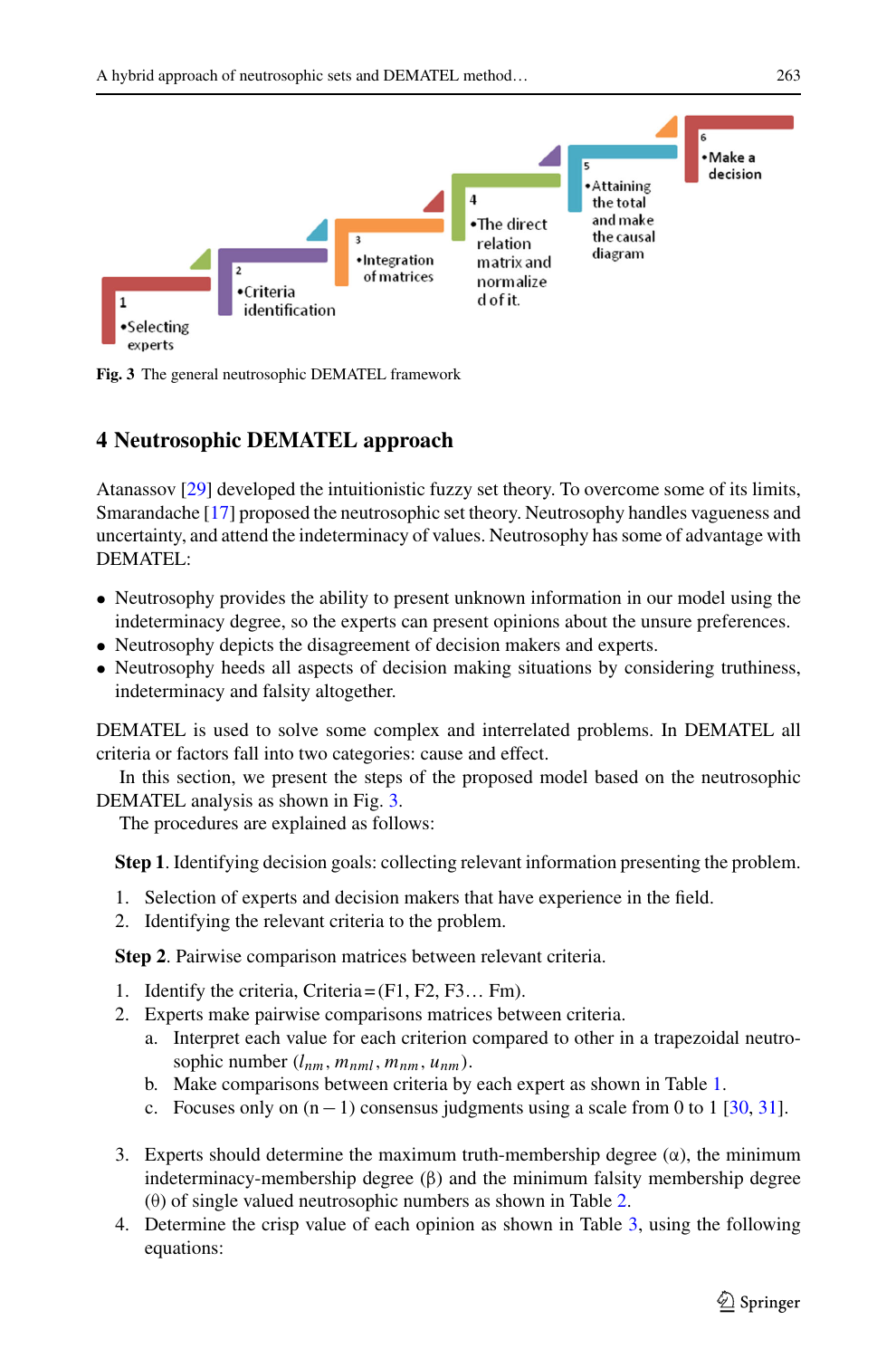1
•Selecting experts

2
•Criteria identification

3
•Integration of matrices

4
•The direct relation matrix and normalize d of it.

5
•Attaining the total and make the causal diagram

6
•Make a decision

**Fig. 3** The general neutrosophic DEMATEL framework

## 4 Neutrosophic DEMATEL approach

Atanassov [29] developed the intuitionistic fuzzy set theory. To overcome some of its limits, Smarandache [17] proposed the neutrosophic set theory. Neutrosophy handles vagueness and uncertainty, and attend the indeterminacy of values. Neutrosophy has some of advantage with DEMATEL:

- Neutrosophy provides the ability to present unknown information in our model using the indeterminacy degree, so the experts can present opinions about the unsure preferences.
- Neutrosophy depicts the disagreement of decision makers and experts.
- Neutrosophy heeds all aspects of decision making situations by considering truthiness, indeterminacy and falsity altogether.

DEMATEL is used to solve some complex and interrelated problems. In DEMATEL all criteria or factors fall into two categories: cause and effect.

In this section, we present the steps of the proposed model based on the neutrosophic DEMATEL analysis as shown in Fig. 3.

The procedures are explained as follows:

**Step 1**. Identifying decision goals: collecting relevant information presenting the problem.

1. Selection of experts and decision makers that have experience in the field.
2. Identifying the relevant criteria to the problem.

**Step 2**. Pairwise comparison matrices between relevant criteria.

1. Identify the criteria, Criteria = (F1, F2, F3… Fm).
2. Experts make pairwise comparisons matrices between criteria.
   a. Interpret each value for each criterion compared to other in a trapezoidal neutrosophic number $(l_{nm}, m_{nml}, m_{nm}, u_{nm})$.
   b. Make comparisons between criteria by each expert as shown in Table 1.
   c. Focuses only on (n − 1) consensus judgments using a scale from 0 to 1 [30, 31].

3. Experts should determine the maximum truth-membership degree (α), the minimum indeterminacy-membership degree (β) and the minimum falsity membership degree (θ) of single valued neutrosophic numbers as shown in Table 2.
4. Determine the crisp value of each opinion as shown in Table 3, using the following equations: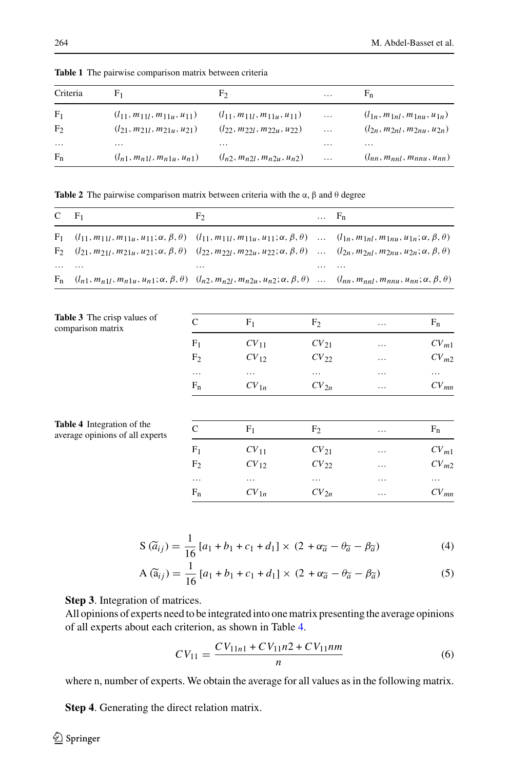**Table 1** The pairwise comparison matrix between criteria

| Criteria | F1 | F2 | … | Fn |
|---|---|---|---|---|
| F1 | $(l_{11}, m_{11l}, m_{11u}, u_{11})$ | $(l_{11}, m_{11l}, m_{11u}, u_{11})$ | … | $(l_{1n}, m_{1nl}, m_{1nu}, u_{1n})$ |
| F2 | $(l_{21}, m_{21l}, m_{21u}, u_{21})$ | $(l_{22}, m_{22l}, m_{22u}, u_{22})$ | … | $(l_{2n}, m_{2nl}, m_{2nu}, u_{2n})$ |
| … | … | … | … | … |
| Fn | $(l_{n1}, m_{n1l}, m_{n1u}, u_{n1})$ | $(l_{n2}, m_{n2l}, m_{n2u}, u_{n2})$ | … | $(l_{nn}, m_{nnl}, m_{nnu}, u_{nn})$ |

**Table 2** The pairwise comparison matrix between criteria with the α, β and θ degree

| C | F1 | F2 | … | Fn |
|---|---|---|---|---|
| F1 | $(l_{11}, m_{11l}, m_{11u}, u_{11}; \alpha, \beta, \theta)$ | $(l_{11}, m_{11l}, m_{11u}, u_{11}; \alpha, \beta, \theta)$ | … | $(l_{1n}, m_{1nl}, m_{1nu}, u_{1n}; \alpha, \beta, \theta)$ |
| F2 | $(l_{21}, m_{21l}, m_{21u}, u_{21}; \alpha, \beta, \theta)$ | $(l_{22}, m_{22l}, m_{22u}, u_{22}; \alpha, \beta, \theta)$ | … | $(l_{2n}, m_{2nl}, m_{2nu}, u_{2n}; \alpha, \beta, \theta)$ |
| … | … | … | … | … |
| Fn | $(l_{n1}, m_{n1l}, m_{n1u}, u_{n1}; \alpha, \beta, \theta)$ | $(l_{n2}, m_{n2l}, m_{n2u}, u_{n2}; \alpha, \beta, \theta)$ | … | $(l_{nn}, m_{nnl}, m_{nnu}, u_{nn}; \alpha, \beta, \theta)$ |

**Table 3** The crisp values of comparison matrix

| C | F1 | F2 | … | Fn |
|---|---|---|---|---|
| F1 | $CV_{11}$ | $CV_{21}$ | … | $CV_{m1}$ |
| F2 | $CV_{12}$ | $CV_{22}$ | … | $CV_{m2}$ |
| … | … | … | … | … |
| Fn | $CV_{1n}$ | $CV_{2n}$ | … | $CV_{mn}$ |

**Table 4** Integration of the average opinions of all experts

| C | F1 | F2 | … | Fn |
|---|---|---|---|---|
| F1 | $CV_{11}$ | $CV_{21}$ | … | $CV_{m1}$ |
| F2 | $CV_{12}$ | $CV_{22}$ | … | $CV_{m2}$ |
| … | … | … | … | … |
| Fn | $CV_{1n}$ | $CV_{2n}$ | … | $CV_{mn}$ |

$$\mathrm{S}\left(\widetilde{a}_{ij}\right) = \frac{1}{16}\left[a_1 + b_1 + c_1 + d_1\right] \times \left(2 + \alpha_{\widetilde{a}} - \theta_{\widetilde{a}} - \beta_{\widetilde{a}}\right) \tag{4}$$

$$\mathrm{A}\left(\widetilde{\mathrm{a}}_{ij}\right) = \frac{1}{16}\left[a_1 + b_1 + c_1 + d_1\right] \times \left(2 + \alpha_{\widetilde{a}} - \theta_{\widetilde{a}} - \beta_{\widetilde{a}}\right) \tag{5}$$

**Step 3**. Integration of matrices.

All opinions of experts need to be integrated into one matrix presenting the average opinions of all experts about each criterion, as shown in Table 4.

$$CV_{11} = \frac{CV_{11n1} + CV_{11}n2 + CV_{11}nm}{n} \tag{6}$$

where n, number of experts. We obtain the average for all values as in the following matrix.

**Step 4**. Generating the direct relation matrix.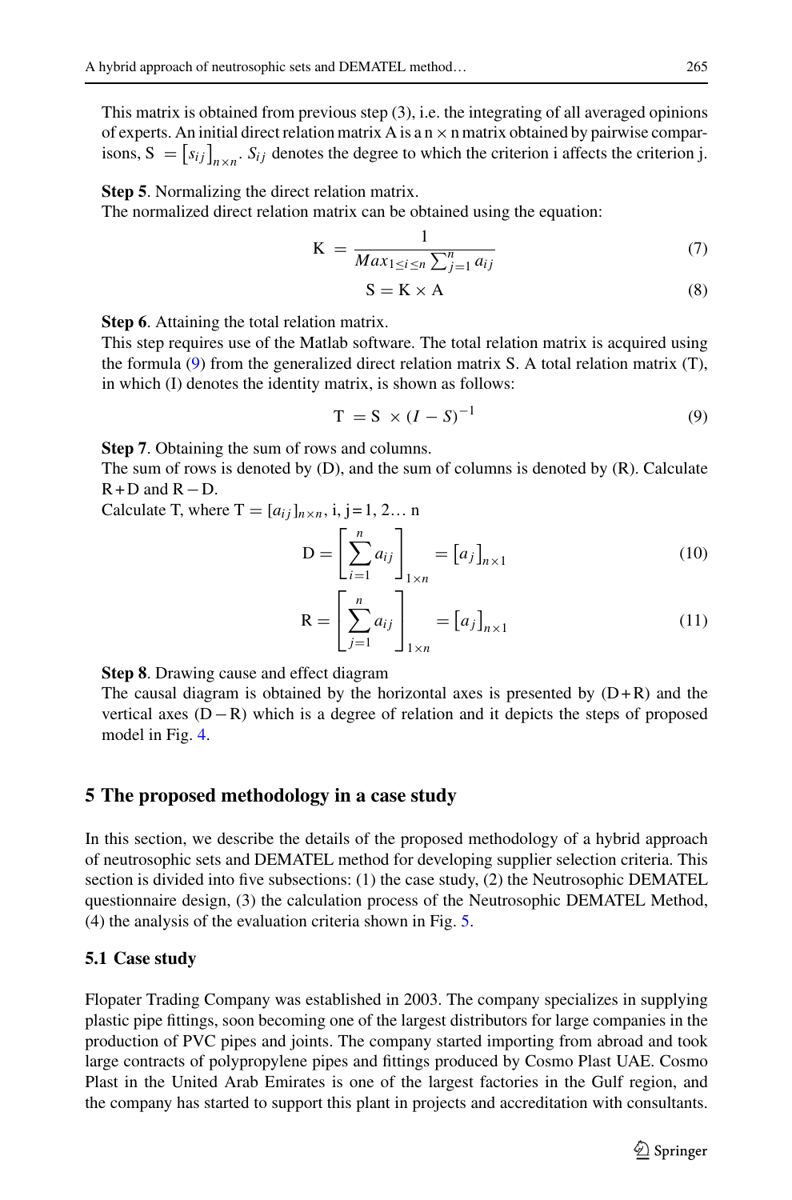This matrix is obtained from previous step (3), i.e. the integrating of all averaged opinions of experts. An initial direct relation matrix A is a n × n matrix obtained by pairwise comparisons, $S = \left[s_{ij}\right]_{n \times n}$. $S_{ij}$ denotes the degree to which the criterion i affects the criterion j.

**Step 5**. Normalizing the direct relation matrix.
The normalized direct relation matrix can be obtained using the equation:

$$K = \frac{1}{Max_{1 \le i \le n} \sum_{j=1}^{n} a_{ij}} \tag{7}$$

$$S = K \times A \tag{8}$$

**Step 6**. Attaining the total relation matrix.
This step requires use of the Matlab software. The total relation matrix is acquired using the formula (9) from the generalized direct relation matrix S. A total relation matrix (T), in which (I) denotes the identity matrix, is shown as follows:

$$T = S \times (I - S)^{-1} \tag{9}$$

**Step 7**. Obtaining the sum of rows and columns.
The sum of rows is denoted by (D), and the sum of columns is denoted by (R). Calculate R + D and R − D.
Calculate T, where $T = [a_{ij}]_{n \times n}$, i, j = 1, 2… n

$$D = \left[\sum_{i=1}^{n} a_{ij}\right]_{1 \times n} = \left[a_j\right]_{n \times 1} \tag{10}$$

$$R = \left[\sum_{j=1}^{n} a_{ij}\right]_{1 \times n} = \left[a_j\right]_{n \times 1} \tag{11}$$

**Step 8**. Drawing cause and effect diagram
The causal diagram is obtained by the horizontal axes is presented by (D + R) and the vertical axes (D − R) which is a degree of relation and it depicts the steps of proposed model in Fig. 4.

## 5 The proposed methodology in a case study

In this section, we describe the details of the proposed methodology of a hybrid approach of neutrosophic sets and DEMATEL method for developing supplier selection criteria. This section is divided into five subsections: (1) the case study, (2) the Neutrosophic DEMATEL questionnaire design, (3) the calculation process of the Neutrosophic DEMATEL Method, (4) the analysis of the evaluation criteria shown in Fig. 5.

### 5.1 Case study

Flopater Trading Company was established in 2003. The company specializes in supplying plastic pipe fittings, soon becoming one of the largest distributors for large companies in the production of PVC pipes and joints. The company started importing from abroad and took large contracts of polypropylene pipes and fittings produced by Cosmo Plast UAE. Cosmo Plast in the United Arab Emirates is one of the largest factories in the Gulf region, and the company has started to support this plant in projects and accreditation with consultants.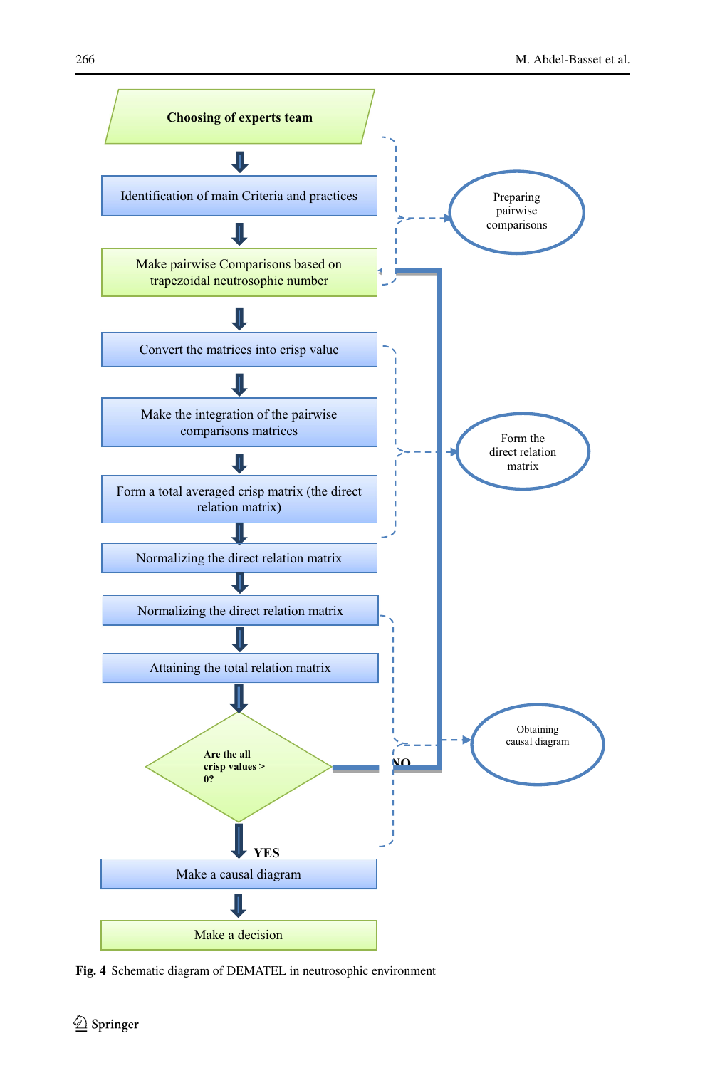Choosing of experts team

Identification of main Criteria and practices

Make pairwise Comparisons based on trapezoidal neutrosophic number

Convert the matrices into crisp value

Make the integration of the pairwise comparisons matrices

Form a total averaged crisp matrix (the direct relation matrix)

Normalizing the direct relation matrix

Normalizing the direct relation matrix

Attaining the total relation matrix

Are the all crisp values > 0?

NO

YES

Make a causal diagram

Make a decision

Preparing pairwise comparisons

Form the direct relation matrix

Obtaining causal diagram

**Fig. 4** Schematic diagram of DEMATEL in neutrosophic environment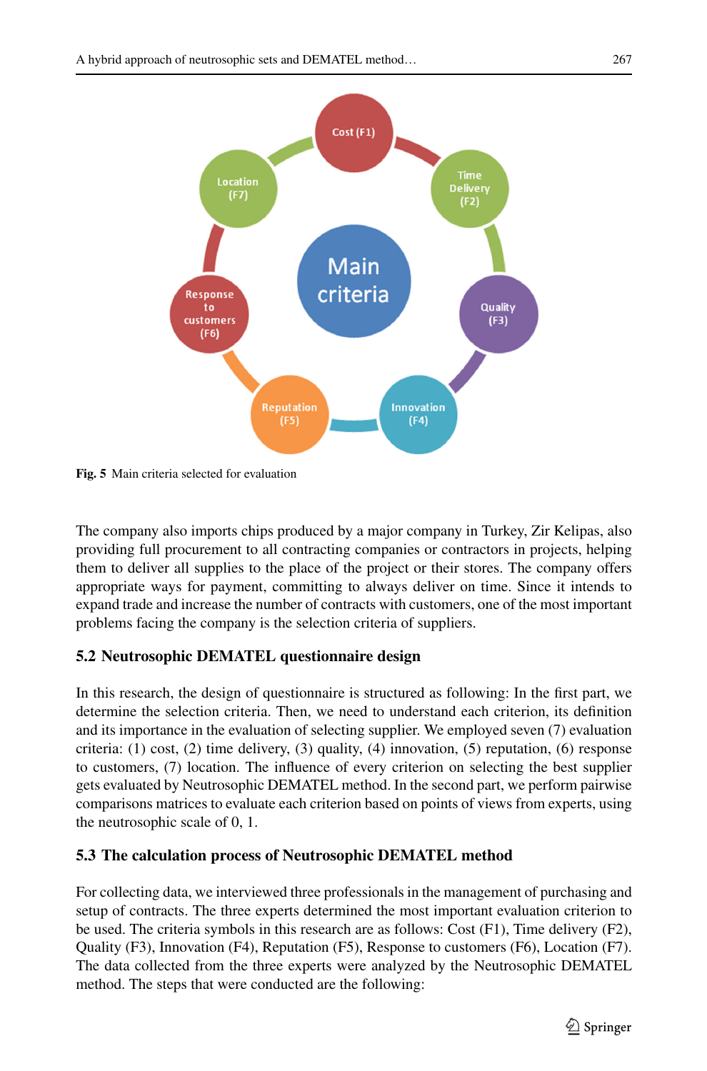Fig. 5 Main criteria selected for evaluation

The company also imports chips produced by a major company in Turkey, Zir Kelipas, also providing full procurement to all contracting companies or contractors in projects, helping them to deliver all supplies to the place of the project or their stores. The company offers appropriate ways for payment, committing to always deliver on time. Since it intends to expand trade and increase the number of contracts with customers, one of the most important problems facing the company is the selection criteria of suppliers.

### 5.2 Neutrosophic DEMATEL questionnaire design

In this research, the design of questionnaire is structured as following: In the first part, we determine the selection criteria. Then, we need to understand each criterion, its definition and its importance in the evaluation of selecting supplier. We employed seven (7) evaluation criteria: (1) cost, (2) time delivery, (3) quality, (4) innovation, (5) reputation, (6) response to customers, (7) location. The influence of every criterion on selecting the best supplier gets evaluated by Neutrosophic DEMATEL method. In the second part, we perform pairwise comparisons matrices to evaluate each criterion based on points of views from experts, using the neutrosophic scale of 0, 1.

### 5.3 The calculation process of Neutrosophic DEMATEL method

For collecting data, we interviewed three professionals in the management of purchasing and setup of contracts. The three experts determined the most important evaluation criterion to be used. The criteria symbols in this research are as follows: Cost (F1), Time delivery (F2), Quality (F3), Innovation (F4), Reputation (F5), Response to customers (F6), Location (F7). The data collected from the three experts were analyzed by the Neutrosophic DEMATEL method. The steps that were conducted are the following: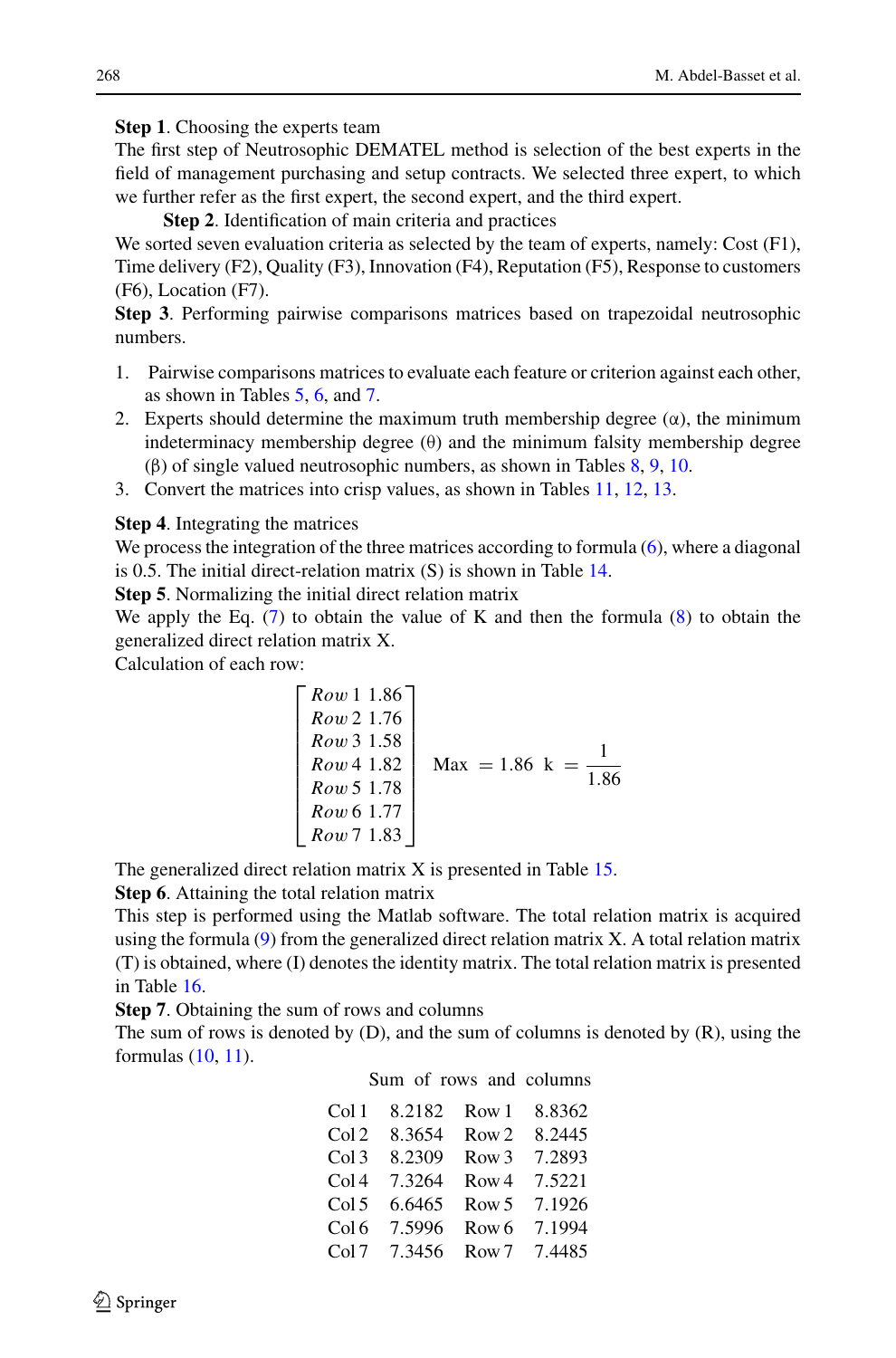**Step 1**. Choosing the experts team

The first step of Neutrosophic DEMATEL method is selection of the best experts in the field of management purchasing and setup contracts. We selected three expert, to which we further refer as the first expert, the second expert, and the third expert.

**Step 2**. Identification of main criteria and practices

We sorted seven evaluation criteria as selected by the team of experts, namely: Cost (F1), Time delivery (F2), Quality (F3), Innovation (F4), Reputation (F5), Response to customers (F6), Location (F7).

**Step 3**. Performing pairwise comparisons matrices based on trapezoidal neutrosophic numbers.

1. Pairwise comparisons matrices to evaluate each feature or criterion against each other, as shown in Tables 5, 6, and 7.
2. Experts should determine the maximum truth membership degree (α), the minimum indeterminacy membership degree (θ) and the minimum falsity membership degree (β) of single valued neutrosophic numbers, as shown in Tables 8, 9, 10.
3. Convert the matrices into crisp values, as shown in Tables 11, 12, 13.

**Step 4**. Integrating the matrices

We process the integration of the three matrices according to formula (6), where a diagonal is 0.5. The initial direct-relation matrix (S) is shown in Table 14.

**Step 5**. Normalizing the initial direct relation matrix

We apply the Eq. (7) to obtain the value of K and then the formula (8) to obtain the generalized direct relation matrix X.

Calculation of each row:

$$\begin{bmatrix} Row\ 1 & 1.86 \\ Row\ 2 & 1.76 \\ Row\ 3 & 1.58 \\ Row\ 4 & 1.82 \\ Row\ 5 & 1.78 \\ Row\ 6 & 1.77 \\ Row\ 7 & 1.83 \end{bmatrix} \quad \text{Max} = 1.86 \;\; \text{k} = \frac{1}{1.86}$$

The generalized direct relation matrix X is presented in Table 15.

**Step 6**. Attaining the total relation matrix

This step is performed using the Matlab software. The total relation matrix is acquired using the formula (9) from the generalized direct relation matrix X. A total relation matrix (T) is obtained, where (I) denotes the identity matrix. The total relation matrix is presented in Table 16.

**Step 7**. Obtaining the sum of rows and columns

The sum of rows is denoted by (D), and the sum of columns is denoted by (R), using the formulas (10, 11).

Sum of rows and columns

| | | | |
|---|---|---|---|
| Col 1 | 8.2182 | Row 1 | 8.8362 |
| Col 2 | 8.3654 | Row 2 | 8.2445 |
| Col 3 | 8.2309 | Row 3 | 7.2893 |
| Col 4 | 7.3264 | Row 4 | 7.5221 |
| Col 5 | 6.6465 | Row 5 | 7.1926 |
| Col 6 | 7.5996 | Row 6 | 7.1994 |
| Col 7 | 7.3456 | Row 7 | 7.4485 |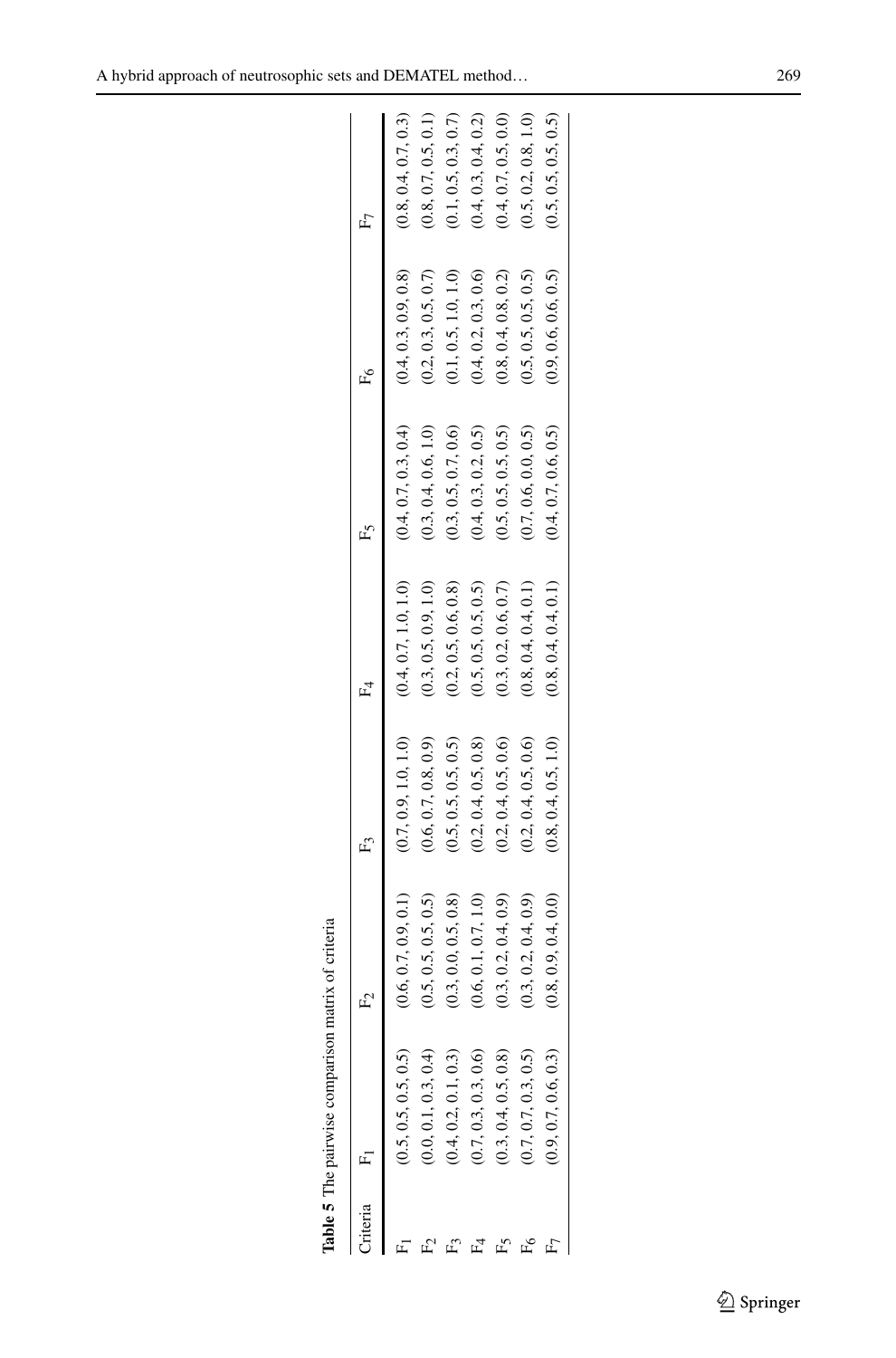**Table 5** The pairwise comparison matrix of criteria

| Criteria | $F_1$ | $F_2$ | $F_3$ | $F_4$ | $F_5$ | $F_6$ | $F_7$ |
|---|---|---|---|---|---|---|---|
| $F_1$ | (0.5, 0.5, 0.5, 0.5) | (0.6, 0.7, 0.9, 0.1) | (0.7, 0.9, 1.0, 1.0) | (0.4, 0.7, 1.0, 1.0) | (0.4, 0.7, 0.3, 0.4) | (0.4, 0.3, 0.9, 0.8) | (0.8, 0.4, 0.7, 0.3) |
| $F_2$ | (0.0, 0.1, 0.3, 0.4) | (0.5, 0.5, 0.5, 0.5) | (0.6, 0.7, 0.8, 0.9) | (0.3, 0.5, 0.9, 1.0) | (0.3, 0.4, 0.6, 1.0) | (0.2, 0.3, 0.5, 0.7) | (0.8, 0.7, 0.5, 0.1) |
| $F_3$ | (0.4, 0.2, 0.1, 0.3) | (0.3, 0.0, 0.5, 0.8) | (0.5, 0.5, 0.5, 0.5) | (0.2, 0.5, 0.6, 0.8) | (0.3, 0.5, 0.7, 0.6) | (0.1, 0.5, 1.0, 1.0) | (0.1, 0.5, 0.3, 0.7) |
| $F_4$ | (0.7, 0.3, 0.3, 0.6) | (0.6, 0.1, 0.7, 1.0) | (0.2, 0.4, 0.5, 0.8) | (0.5, 0.5, 0.5, 0.5) | (0.4, 0.3, 0.2, 0.5) | (0.4, 0.2, 0.3, 0.6) | (0.4, 0.3, 0.4, 0.2) |
| $F_5$ | (0.3, 0.4, 0.5, 0.8) | (0.3, 0.2, 0.4, 0.9) | (0.2, 0.4, 0.5, 0.6) | (0.3, 0.2, 0.6, 0.7) | (0.5, 0.5, 0.5, 0.5) | (0.8, 0.4, 0.8, 0.2) | (0.4, 0.7, 0.5, 0.0) |
| $F_6$ | (0.7, 0.7, 0.3, 0.5) | (0.3, 0.2, 0.4, 0.9) | (0.2, 0.4, 0.5, 0.6) | (0.8, 0.4, 0.4, 0.1) | (0.7, 0.6, 0.0, 0.5) | (0.5, 0.5, 0.5, 0.5) | (0.5, 0.2, 0.8, 1.0) |
| $F_7$ | (0.9, 0.7, 0.6, 0.3) | (0.8, 0.9, 0.4, 0.0) | (0.8, 0.4, 0.5, 1.0) | (0.8, 0.4, 0.4, 0.1) | (0.4, 0.7, 0.6, 0.5) | (0.9, 0.6, 0.6, 0.5) | (0.5, 0.5, 0.5, 0.5) |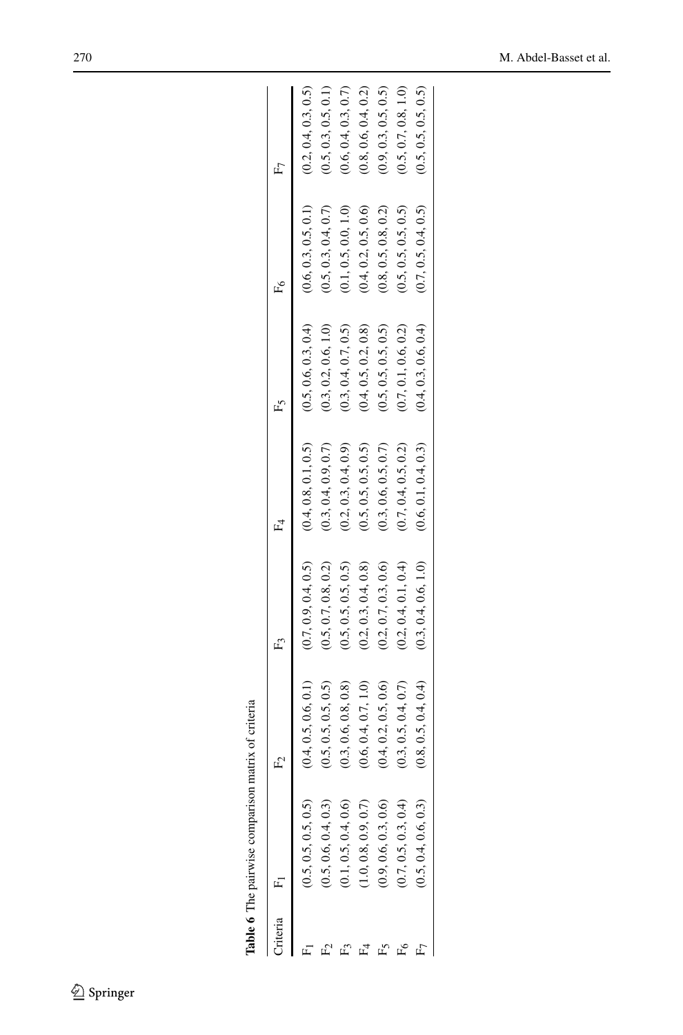**Table 6** The pairwise comparison matrix of criteria

| Criteria | $F_1$ | $F_2$ | $F_3$ | $F_4$ | $F_5$ | $F_6$ | $F_7$ |
|---|---|---|---|---|---|---|---|
| $F_1$ | (0.5, 0.5, 0.5, 0.5) | (0.4, 0.5, 0.6, 0.1) | (0.7, 0.9, 0.4, 0.5) | (0.4, 0.8, 0.1, 0.5) | (0.5, 0.6, 0.3, 0.4) | (0.6, 0.3, 0.5, 0.1) | (0.2, 0.4, 0.3, 0.5) |
| $F_2$ | (0.5, 0.6, 0.4, 0.3) | (0.5, 0.5, 0.5, 0.5) | (0.5, 0.7, 0.8, 0.2) | (0.3, 0.4, 0.9, 0.7) | (0.3, 0.2, 0.6, 1.0) | (0.5, 0.3, 0.4, 0.7) | (0.5, 0.3, 0.5, 0.1) |
| $F_3$ | (0.1, 0.5, 0.4, 0.6) | (0.3, 0.6, 0.8, 0.8) | (0.5, 0.5, 0.5, 0.5) | (0.2, 0.3, 0.4, 0.9) | (0.3, 0.4, 0.7, 0.5) | (0.1, 0.5, 0.0, 1.0) | (0.6, 0.4, 0.3, 0.7) |
| $F_4$ | (1.0, 0.8, 0.9, 0.7) | (0.6, 0.4, 0.7, 1.0) | (0.2, 0.3, 0.4, 0.8) | (0.5, 0.5, 0.5, 0.5) | (0.4, 0.5, 0.2, 0.8) | (0.4, 0.2, 0.5, 0.6) | (0.8, 0.6, 0.4, 0.2) |
| $F_5$ | (0.9, 0.6, 0.3, 0.6) | (0.4, 0.2, 0.5, 0.6) | (0.2, 0.7, 0.3, 0.6) | (0.3, 0.6, 0.5, 0.7) | (0.5, 0.5, 0.5, 0.5) | (0.8, 0.5, 0.8, 0.2) | (0.9, 0.3, 0.5, 0.5) |
| $F_6$ | (0.7, 0.5, 0.3, 0.4) | (0.3, 0.5, 0.4, 0.7) | (0.2, 0.4, 0.1, 0.4) | (0.7, 0.4, 0.5, 0.2) | (0.7, 0.1, 0.6, 0.2) | (0.5, 0.5, 0.5, 0.5) | (0.5, 0.7, 0.8, 1.0) |
| $F_7$ | (0.5, 0.4, 0.6, 0.3) | (0.8, 0.5, 0.4, 0.4) | (0.3, 0.4, 0.6, 1.0) | (0.6, 0.1, 0.4, 0.3) | (0.4, 0.3, 0.6, 0.4) | (0.7, 0.5, 0.4, 0.5) | (0.5, 0.5, 0.5, 0.5) |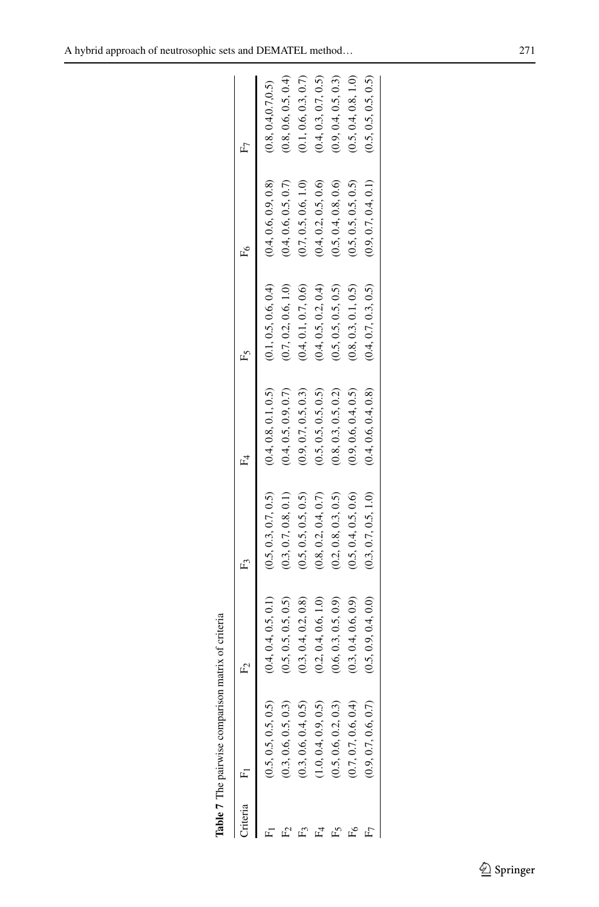**Table 7** The pairwise comparison matrix of criteria

| Criteria | $F_1$ | $F_2$ | $F_3$ | $F_4$ | $F_5$ | $F_6$ | $F_7$ |
|---|---|---|---|---|---|---|---|
| $F_1$ | (0.5, 0.5, 0.5, 0.5) | (0.4, 0.4, 0.5, 0.1) | (0.5, 0.3, 0.7, 0.5) | (0.4, 0.8, 0.1, 0.5) | (0.1, 0.5, 0.6, 0.4) | (0.4, 0.6, 0.9, 0.8) | (0.8, 0.4,0.7,0.5) |
| $F_2$ | (0.3, 0.6, 0.5, 0.3) | (0.5, 0.5, 0.5, 0.5) | (0.3, 0.7, 0.8, 0.1) | (0.4, 0.5, 0.9, 0.7) | (0.7, 0.2, 0.6, 1.0) | (0.4, 0.6, 0.5, 0.7) | (0.8, 0.6, 0.5, 0.4) |
| $F_3$ | (0.3, 0.6, 0.4, 0.5) | (0.3, 0.4, 0.2, 0.8) | (0.5, 0.5, 0.5, 0.5) | (0.9, 0.7, 0.5, 0.3) | (0.4, 0.1, 0.7, 0.6) | (0.7, 0.5, 0.6, 1.0) | (0.1, 0.6, 0.3, 0.7) |
| $F_4$ | (1.0, 0.4, 0.9, 0.5) | (0.2, 0.4, 0.6, 1.0) | (0.8, 0.2, 0.4, 0.7) | (0.5, 0.5, 0.5, 0.5) | (0.4, 0.5, 0.2, 0.4) | (0.4, 0.2, 0.5, 0.6) | (0.4, 0.3, 0.7, 0.5) |
| $F_5$ | (0.5, 0.6, 0.2, 0.3) | (0.6, 0.3, 0.5, 0.9) | (0.2, 0.8, 0.3, 0.5) | (0.8, 0.3, 0.5, 0.2) | (0.5, 0.5, 0.5, 0.5) | (0.5, 0.4, 0.8, 0.6) | (0.9, 0.4, 0.5, 0.3) |
| $F_6$ | (0.7, 0.7, 0.6, 0.4) | (0.3, 0.4, 0.6, 0.9) | (0.5, 0.4, 0.5, 0.6) | (0.9, 0.6, 0.4, 0.5) | (0.8, 0.3, 0.1, 0.5) | (0.5, 0.5, 0.5, 0.5) | (0.5, 0.4, 0.8, 1.0) |
| $F_7$ | (0.9, 0.7, 0.6, 0.7) | (0.5, 0.9, 0.4, 0.0) | (0.3, 0.7, 0.5, 1.0) | (0.4, 0.6, 0.4, 0.8) | (0.4, 0.7, 0.3, 0.5) | (0.9, 0.7, 0.4, 0.1) | (0.5, 0.5, 0.5, 0.5) |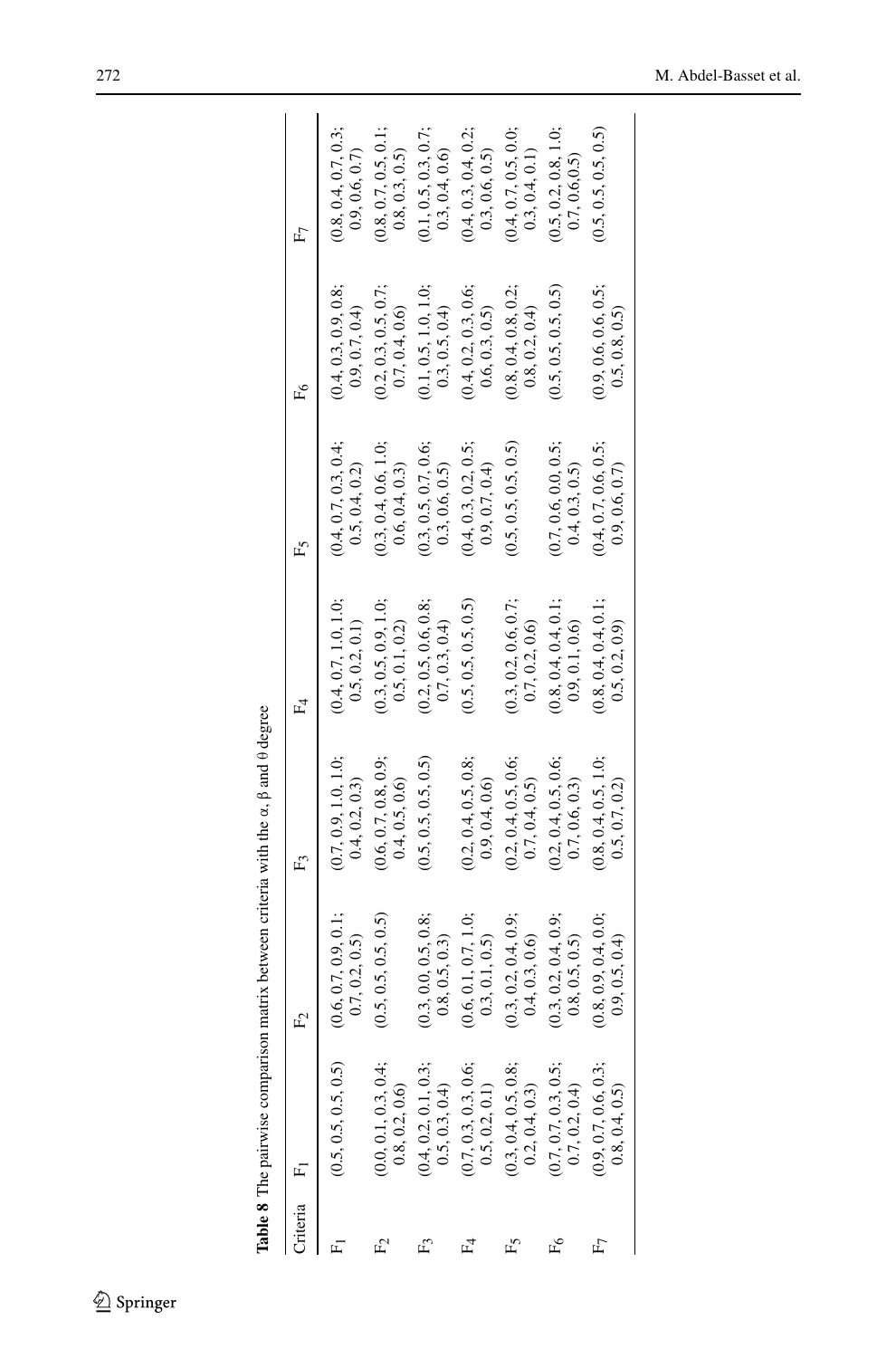**Table 8** The pairwise comparison matrix between criteria with the α, β and θ degree

| Criteria | $F_1$ | $F_2$ | $F_3$ | $F_4$ | $F_5$ | $F_6$ | $F_7$ |
|---|---|---|---|---|---|---|---|
| $F_1$ | (0.5, 0.5, 0.5, 0.5) | (0.6, 0.7, 0.9, 0.1; 0.7, 0.2, 0.5) | (0.7, 0.9, 1.0, 1.0; 0.4, 0.2, 0.3) | (0.4, 0.7, 1.0, 1.0; 0.5, 0.2, 0.1) | (0.4, 0.7, 0.3, 0.4; 0.5, 0.4, 0.2) | (0.4, 0.3, 0.9, 0.8; 0.9, 0.7, 0.4) | (0.8, 0.4, 0.7, 0.3; 0.9, 0.6, 0.7) |
| $F_2$ | (0.0, 0.1, 0.3, 0.4; 0.8, 0.2, 0.6) | (0.5, 0.5, 0.5, 0.5) | (0.6, 0.7, 0.8, 0.9; 0.4, 0.5, 0.6) | (0.3, 0.5, 0.9, 1.0; 0.5, 0.1, 0.2) | (0.3, 0.4, 0.6, 1.0; 0.6, 0.4, 0.3) | (0.2, 0.3, 0.5, 0.7; 0.7, 0.4, 0.6) | (0.8, 0.7, 0.5, 0.1; 0.8, 0.3, 0.5) |
| $F_3$ | (0.4, 0.2, 0.1, 0.3; 0.5, 0.3, 0.4) | (0.3, 0.0, 0.5, 0.8; 0.8, 0.5, 0.3) | (0.5, 0.5, 0.5, 0.5) | (0.2, 0.5, 0.6, 0.8; 0.7, 0.3, 0.4) | (0.3, 0.5, 0.7, 0.6; 0.3, 0.6, 0.5) | (0.1, 0.5, 1.0, 1.0; 0.3, 0.5, 0.4) | (0.1, 0.5, 0.3, 0.7; 0.3, 0.4, 0.6) |
| $F_4$ | (0.7, 0.3, 0.3, 0.6; 0.5, 0.2, 0.1) | (0.6, 0.1, 0.7, 1.0; 0.3, 0.1, 0.5) | (0.2, 0.4, 0.5, 0.8; 0.9, 0.4, 0.6) | (0.5, 0.5, 0.5, 0.5) | (0.4, 0.3, 0.2, 0.5; 0.9, 0.7, 0.4) | (0.4, 0.2, 0.3, 0.6; 0.6, 0.3, 0.5) | (0.4, 0.3, 0.4, 0.2; 0.3, 0.6, 0.5) |
| $F_5$ | (0.3, 0.4, 0.5, 0.8; 0.2, 0.4, 0.3) | (0.3, 0.2, 0.4, 0.9; 0.4, 0.3, 0.6) | (0.2, 0.4, 0.5, 0.6; 0.7, 0.4, 0.5) | (0.3, 0.2, 0.6, 0.7; 0.7, 0.2, 0.6) | (0.5, 0.5, 0.5, 0.5) | (0.8, 0.4, 0.8, 0.2; 0.8, 0.2, 0.4) | (0.4, 0.7, 0.5, 0.0; 0.3, 0.4, 0.1) |
| $F_6$ | (0.7, 0.7, 0.3, 0.5; 0.7, 0.2, 0.4) | (0.3, 0.2, 0.4, 0.9; 0.8, 0.5, 0.5) | (0.2, 0.4, 0.5, 0.6; 0.7, 0.6, 0.3) | (0.8, 0.4, 0.4, 0.1; 0.9, 0.1, 0.6) | (0.7, 0.6, 0.0, 0.5; 0.4, 0.3, 0.5) | (0.5, 0.5, 0.5, 0.5) | (0.5, 0.2, 0.8, 1.0; 0.7, 0.6,0.5) |
| $F_7$ | (0.9, 0.7, 0.6, 0.3; 0.8, 0.4, 0.5) | (0.8, 0.9, 0.4, 0.0; 0.9, 0.5, 0.4) | (0.8, 0.4, 0.5, 1.0; 0.5, 0.7, 0.2) | (0.8, 0.4, 0.4, 0.1; 0.5, 0.2, 0.9) | (0.4, 0.7, 0.6, 0.5; 0.9, 0.6, 0.7) | (0.9, 0.6, 0.6, 0.5; 0.5, 0.8, 0.5) | (0.5, 0.5, 0.5, 0.5) |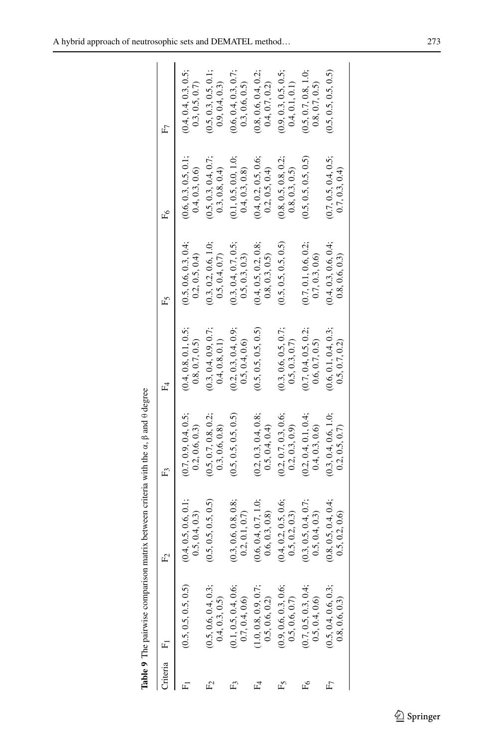**Table 9** The pairwise comparison matrix between criteria with the $\alpha$, $\beta$ and $\theta$ degree

| Criteria | $F_1$ | $F_2$ | $F_3$ | $F_4$ | $F_5$ | $F_6$ | $F_7$ |
|---|---|---|---|---|---|---|---|
| $F_1$ | (0.5, 0.5, 0.5, 0.5) | (0.4, 0.5, 0.6, 0.1; 0.5, 0.4, 0.3) | (0.7, 0.9, 0.4, 0.5; 0.2, 0.6, 0.3) | (0.4, 0.8, 0.1, 0.5; 0.8, 0.7, 0.5) | (0.5, 0.6, 0.3, 0.4; 0.2, 0.5, 0.4) | (0.6, 0.3, 0.5, 0.1; 0.4, 0.3, 0.6) | (0.4, 0.4, 0.3, 0.5; 0.3, 0.5, 0.7) |
| $F_2$ | (0.5, 0.6, 0.4, 0.3; 0.4, 0.3, 0.5) | (0.5, 0.5, 0.5, 0.5) | (0.5, 0.7, 0.8, 0.2; 0.3, 0.6, 0.8) | (0.3, 0.4, 0.9, 0.7; 0.4, 0.8, 0.1) | (0.3, 0.2, 0.6, 1.0; 0.5, 0.4, 0.7) | (0.5, 0.3, 0.4, 0.7; 0.3, 0.8, 0.4) | (0.5, 0.3, 0.5, 0.1; 0.9, 0.4, 0.3) |
| $F_3$ | (0.1, 0.5, 0.4, 0.6; 0.7, 0.4, 0.6) | (0.3, 0.6, 0.8, 0.8; 0.2, 0.1, 0.7) | (0.5, 0.5, 0.5, 0.5) | (0.2, 0.3, 0.4, 0.9; 0.5, 0.4, 0.6) | (0.3, 0.4, 0.7, 0.5; 0.5, 0.3, 0.3) | (0.1, 0.5, 0.0, 1.0; 0.4, 0.3, 0.8) | (0.6, 0.4, 0.3, 0.7; 0.3, 0.6, 0.5) |
| $F_4$ | (1.0, 0.8, 0.9, 0.7; 0.5, 0.6, 0.2) | (0.6, 0.4, 0.7, 1.0; 0.6, 0.3, 0.8) | (0.2, 0.3, 0.4, 0.8; 0.5, 0.4, 0.4) | (0.5, 0.5, 0.5, 0.5) | (0.4, 0.5, 0.2, 0.8; 0.8, 0.3, 0.5) | (0.4, 0.2, 0.5, 0.6; 0.2, 0.5, 0.4) | (0.8, 0.6, 0.4, 0.2; 0.4, 0.7, 0.2) |
| $F_5$ | (0.9, 0.6, 0.3, 0.6; 0.5, 0.6, 0.7) | (0.4, 0.2, 0.5, 0.6; 0.5, 0.2, 0.3) | (0.2, 0.7, 0.3, 0.6; 0.2, 0.3, 0.9) | (0.3, 0.6, 0.5, 0.7; 0.5, 0.3, 0.7) | (0.5, 0.5, 0.5, 0.5) | (0.8, 0.5, 0.8, 0.2; 0.8, 0.3, 0.5) | (0.9, 0.3, 0.5, 0.5; 0.4, 0.1, 0.1) |
| $F_6$ | (0.7, 0.5, 0.3, 0.4; 0.5, 0.4, 0.6) | (0.3, 0.5, 0.4, 0.7; 0.5, 0.4, 0.3) | (0.2, 0.4, 0.1, 0.4; 0.4, 0.3, 0.6) | (0.7, 0.4, 0.5, 0.2; 0.6, 0.7, 0.5) | (0.7, 0.1, 0.6, 0.2; 0.7, 0.3, 0.6) | (0.5, 0.5, 0.5, 0.5) | (0.5, 0.7, 0.8, 1.0; 0.8, 0.7, 0.5) |
| $F_7$ | (0.5, 0.4, 0.6, 0.3; 0.8, 0.6, 0.3) | (0.8, 0.5, 0.4, 0.4; 0.5, 0.2, 0.6) | (0.3, 0.4, 0.6, 1.0; 0.2, 0.5, 0.7) | (0.6, 0.1, 0.4, 0.3; 0.5, 0.7, 0.2) | (0.4, 0.3, 0.6, 0.4; 0.8, 0.6, 0.3) | (0.7, 0.5, 0.4, 0.5; 0.7, 0.3, 0.4) | (0.5, 0.5, 0.5, 0.5) |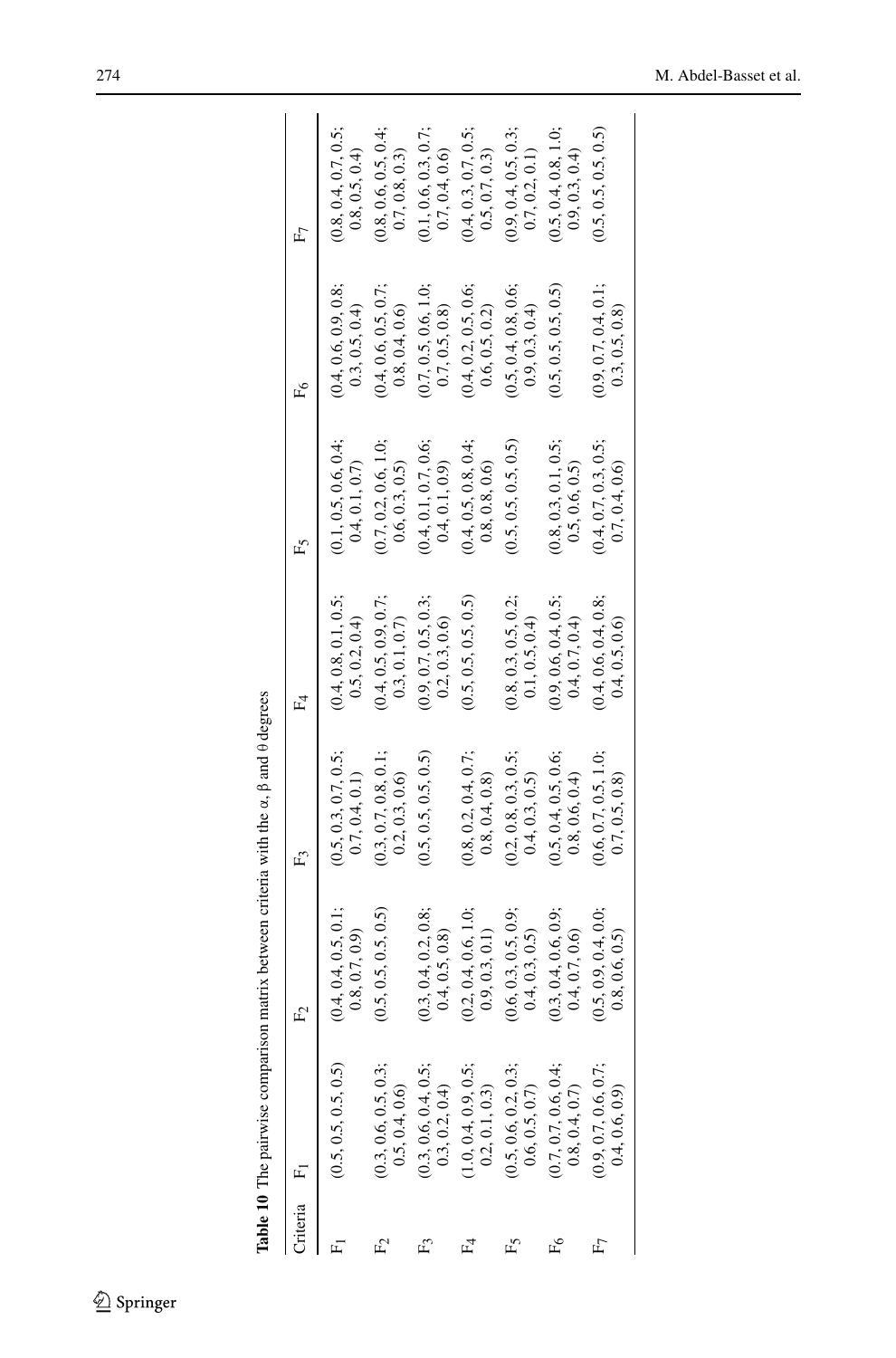**Table 10** The pairwise comparison matrix between criteria with the α, β and θ degrees

| Criteria | $F_1$ | $F_2$ | $F_3$ | $F_4$ | $F_5$ | $F_6$ | $F_7$ |
|---|---|---|---|---|---|---|---|
| $F_1$ | (0.5, 0.5, 0.5, 0.5) | (0.4, 0.4, 0.5, 0.1; 0.8, 0.7, 0.9) | (0.5, 0.3, 0.7, 0.5; 0.7, 0.4, 0.1) | (0.4, 0.8, 0.1, 0.5; 0.5, 0.2, 0.4) | (0.1, 0.5, 0.6, 0.4; 0.4, 0.1, 0.7) | (0.4, 0.6, 0.9, 0.8; 0.3, 0.5, 0.4) | (0.8, 0.4, 0.7, 0.5; 0.8, 0.5, 0.4) |
| $F_2$ | (0.3, 0.6, 0.5, 0.3; 0.5, 0.4, 0.6) | (0.5, 0.5, 0.5, 0.5) | (0.3, 0.7, 0.8, 0.1; 0.2, 0.3, 0.6) | (0.4, 0.5, 0.9, 0.7; 0.3, 0.1, 0.7) | (0.7, 0.2, 0.6, 1.0; 0.6, 0.3, 0.5) | (0.4, 0.6, 0.5, 0.7; 0.8, 0.4, 0.6) | (0.8, 0.6, 0.5, 0.4; 0.7, 0.8, 0.3) |
| $F_3$ | (0.3, 0.6, 0.4, 0.5; 0.3, 0.2, 0.4) | (0.3, 0.4, 0.2, 0.8; 0.4, 0.5, 0.8) | (0.5, 0.5, 0.5, 0.5) | (0.9, 0.7, 0.5, 0.3; 0.2, 0.3, 0.6) | (0.4, 0.1, 0.7, 0.6; 0.4, 0.1, 0.9) | (0.7, 0.5, 0.6, 1.0; 0.7, 0.5, 0.8) | (0.1, 0.6, 0.3, 0.7; 0.7, 0.4, 0.6) |
| $F_4$ | (1.0, 0.4, 0.9, 0.5; 0.2, 0.1, 0.3) | (0.2, 0.4, 0.6, 1.0; 0.9, 0.3, 0.1) | (0.8, 0.2, 0.4, 0.7; 0.8, 0.4, 0.8) | (0.5, 0.5, 0.5, 0.5) | (0.4, 0.5, 0.8, 0.4; 0.8, 0.8, 0.6) | (0.4, 0.2, 0.5, 0.6; 0.6, 0.5, 0.2) | (0.4, 0.3, 0.7, 0.5; 0.5, 0.7, 0.3) |
| $F_5$ | (0.5, 0.6, 0.2, 0.3; 0.6, 0.5, 0.7) | (0.6, 0.3, 0.5, 0.9; 0.4, 0.3, 0.5) | (0.2, 0.8, 0.3, 0.5; 0.4, 0.3, 0.5) | (0.8, 0.3, 0.5, 0.2; 0.1, 0.5, 0.4) | (0.5, 0.5, 0.5, 0.5) | (0.5, 0.4, 0.8, 0.6; 0.9, 0.3, 0.4) | (0.9, 0.4, 0.5, 0.3; 0.7, 0.2, 0.1) |
| $F_6$ | (0.7, 0.7, 0.6, 0.4; 0.8, 0.4, 0.7) | (0.3, 0.4, 0.6, 0.9; 0.4, 0.7, 0.6) | (0.5, 0.4, 0.5, 0.6; 0.8, 0.6, 0.4) | (0.9, 0.6, 0.4, 0.5; 0.4, 0.7, 0.4) | (0.8, 0.3, 0.1, 0.5; 0.5, 0.6, 0.5) | (0.5, 0.5, 0.5, 0.5) | (0.5, 0.4, 0.8, 1.0; 0.9, 0.3, 0.4) |
| $F_7$ | (0.9, 0.7, 0.6, 0.7; 0.4, 0.6, 0.9) | (0.5, 0.9, 0.4, 0.0; 0.8, 0.6, 0.5) | (0.6, 0.7, 0.5, 1.0; 0.7, 0.5, 0.8) | (0.4, 0.6, 0.4, 0.8; 0.4, 0.5, 0.6) | (0.4, 0.7, 0.3, 0.5; 0.7, 0.4, 0.6) | (0.9, 0.7, 0.4, 0.1; 0.3, 0.5, 0.8) | (0.5, 0.5, 0.5, 0.5) |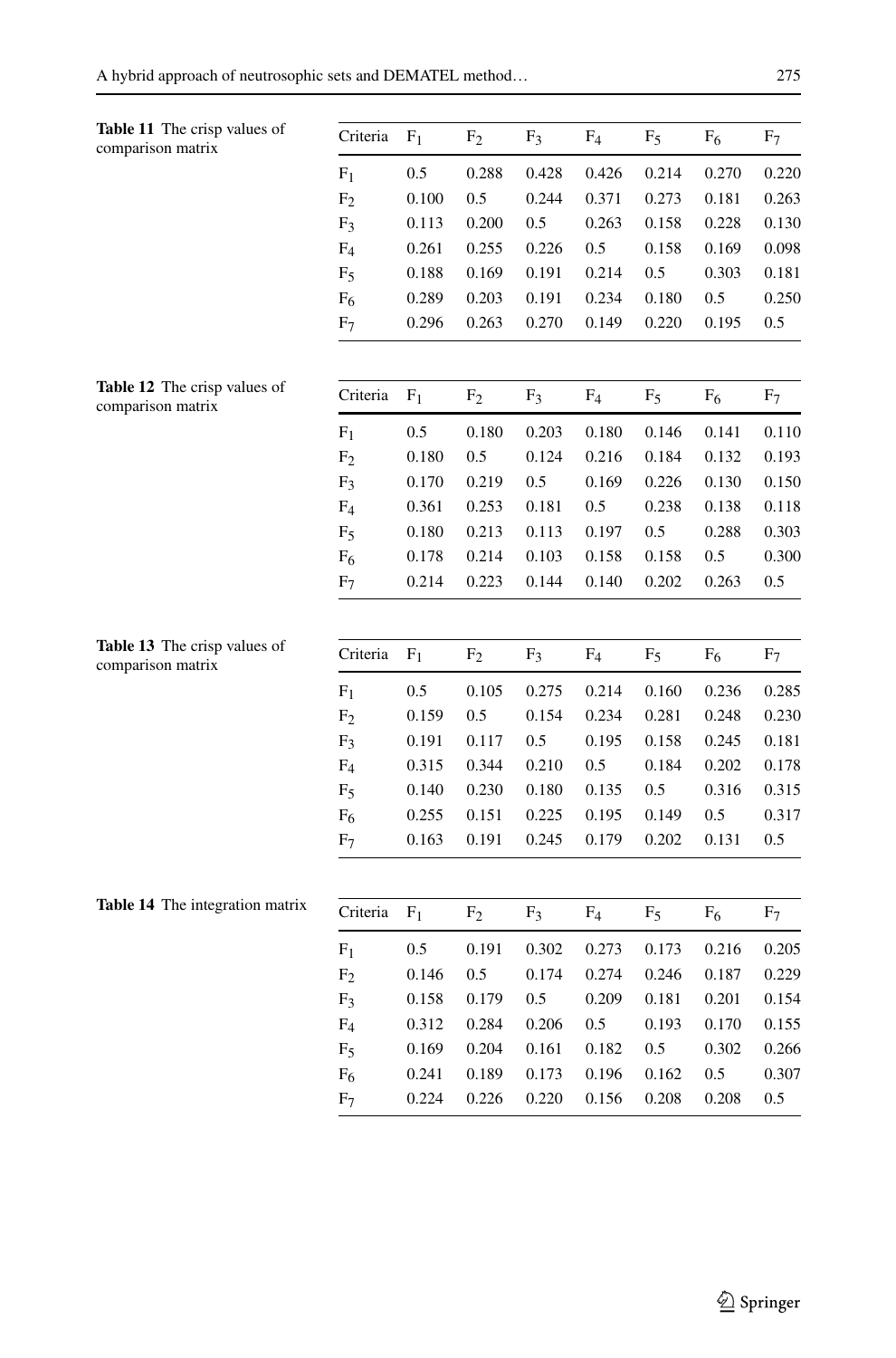**Table 11** The crisp values of comparison matrix

| Criteria | $F_1$ | $F_2$ | $F_3$ | $F_4$ | $F_5$ | $F_6$ | $F_7$ |
|---|---|---|---|---|---|---|---|
| $F_1$ | 0.5 | 0.288 | 0.428 | 0.426 | 0.214 | 0.270 | 0.220 |
| $F_2$ | 0.100 | 0.5 | 0.244 | 0.371 | 0.273 | 0.181 | 0.263 |
| $F_3$ | 0.113 | 0.200 | 0.5 | 0.263 | 0.158 | 0.228 | 0.130 |
| $F_4$ | 0.261 | 0.255 | 0.226 | 0.5 | 0.158 | 0.169 | 0.098 |
| $F_5$ | 0.188 | 0.169 | 0.191 | 0.214 | 0.5 | 0.303 | 0.181 |
| $F_6$ | 0.289 | 0.203 | 0.191 | 0.234 | 0.180 | 0.5 | 0.250 |
| $F_7$ | 0.296 | 0.263 | 0.270 | 0.149 | 0.220 | 0.195 | 0.5 |

**Table 12** The crisp values of comparison matrix

| Criteria | $F_1$ | $F_2$ | $F_3$ | $F_4$ | $F_5$ | $F_6$ | $F_7$ |
|---|---|---|---|---|---|---|---|
| $F_1$ | 0.5 | 0.180 | 0.203 | 0.180 | 0.146 | 0.141 | 0.110 |
| $F_2$ | 0.180 | 0.5 | 0.124 | 0.216 | 0.184 | 0.132 | 0.193 |
| $F_3$ | 0.170 | 0.219 | 0.5 | 0.169 | 0.226 | 0.130 | 0.150 |
| $F_4$ | 0.361 | 0.253 | 0.181 | 0.5 | 0.238 | 0.138 | 0.118 |
| $F_5$ | 0.180 | 0.213 | 0.113 | 0.197 | 0.5 | 0.288 | 0.303 |
| $F_6$ | 0.178 | 0.214 | 0.103 | 0.158 | 0.158 | 0.5 | 0.300 |
| $F_7$ | 0.214 | 0.223 | 0.144 | 0.140 | 0.202 | 0.263 | 0.5 |

**Table 13** The crisp values of comparison matrix

| Criteria | $F_1$ | $F_2$ | $F_3$ | $F_4$ | $F_5$ | $F_6$ | $F_7$ |
|---|---|---|---|---|---|---|---|
| $F_1$ | 0.5 | 0.105 | 0.275 | 0.214 | 0.160 | 0.236 | 0.285 |
| $F_2$ | 0.159 | 0.5 | 0.154 | 0.234 | 0.281 | 0.248 | 0.230 |
| $F_3$ | 0.191 | 0.117 | 0.5 | 0.195 | 0.158 | 0.245 | 0.181 |
| $F_4$ | 0.315 | 0.344 | 0.210 | 0.5 | 0.184 | 0.202 | 0.178 |
| $F_5$ | 0.140 | 0.230 | 0.180 | 0.135 | 0.5 | 0.316 | 0.315 |
| $F_6$ | 0.255 | 0.151 | 0.225 | 0.195 | 0.149 | 0.5 | 0.317 |
| $F_7$ | 0.163 | 0.191 | 0.245 | 0.179 | 0.202 | 0.131 | 0.5 |

**Table 14** The integration matrix

| Criteria | $F_1$ | $F_2$ | $F_3$ | $F_4$ | $F_5$ | $F_6$ | $F_7$ |
|---|---|---|---|---|---|---|---|
| $F_1$ | 0.5 | 0.191 | 0.302 | 0.273 | 0.173 | 0.216 | 0.205 |
| $F_2$ | 0.146 | 0.5 | 0.174 | 0.274 | 0.246 | 0.187 | 0.229 |
| $F_3$ | 0.158 | 0.179 | 0.5 | 0.209 | 0.181 | 0.201 | 0.154 |
| $F_4$ | 0.312 | 0.284 | 0.206 | 0.5 | 0.193 | 0.170 | 0.155 |
| $F_5$ | 0.169 | 0.204 | 0.161 | 0.182 | 0.5 | 0.302 | 0.266 |
| $F_6$ | 0.241 | 0.189 | 0.173 | 0.196 | 0.162 | 0.5 | 0.307 |
| $F_7$ | 0.224 | 0.226 | 0.220 | 0.156 | 0.208 | 0.208 | 0.5 |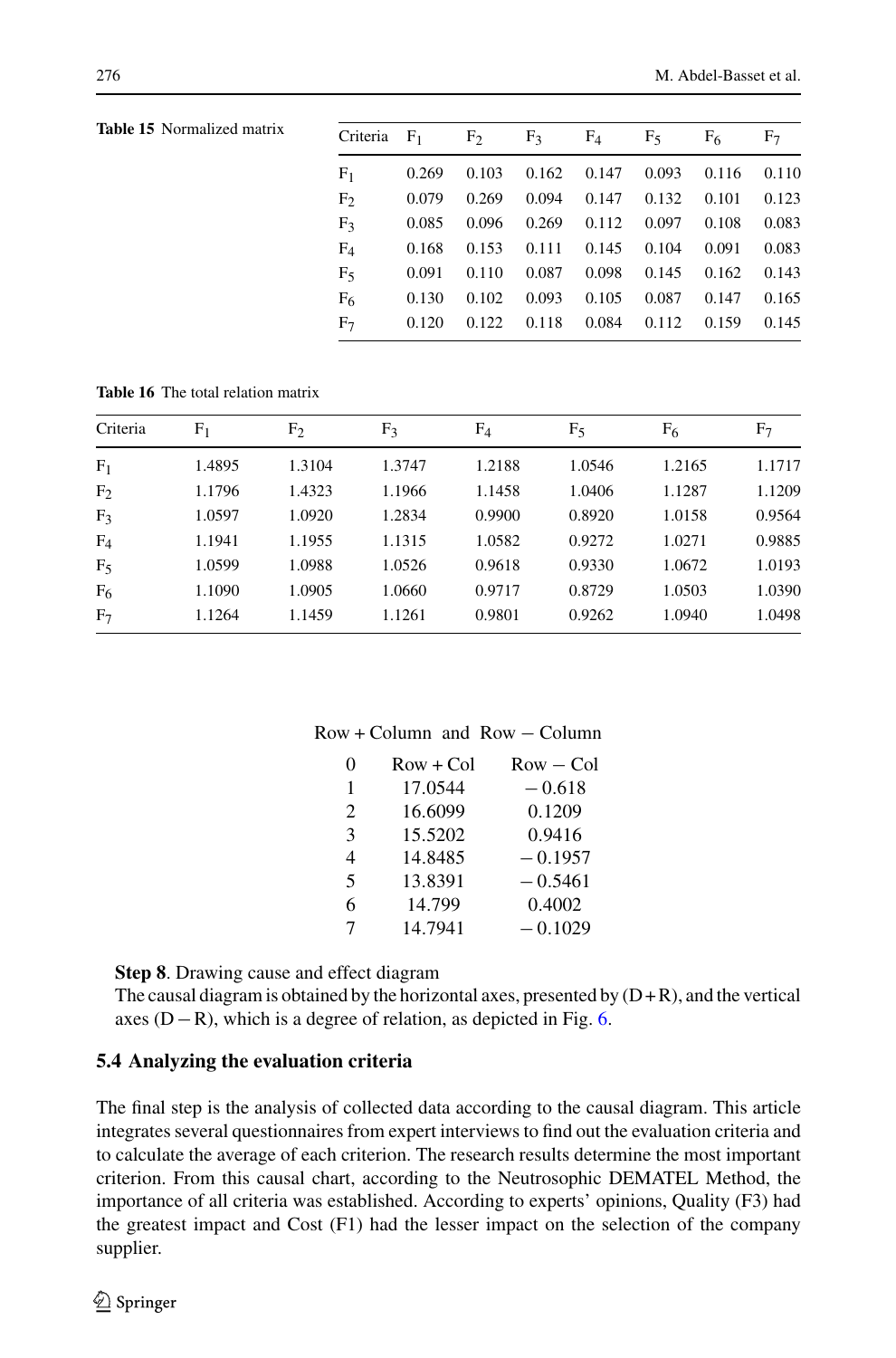**Table 15** Normalized matrix

| Criteria | $F_1$ | $F_2$ | $F_3$ | $F_4$ | $F_5$ | $F_6$ | $F_7$ |
|---|---|---|---|---|---|---|---|
| $F_1$ | 0.269 | 0.103 | 0.162 | 0.147 | 0.093 | 0.116 | 0.110 |
| $F_2$ | 0.079 | 0.269 | 0.094 | 0.147 | 0.132 | 0.101 | 0.123 |
| $F_3$ | 0.085 | 0.096 | 0.269 | 0.112 | 0.097 | 0.108 | 0.083 |
| $F_4$ | 0.168 | 0.153 | 0.111 | 0.145 | 0.104 | 0.091 | 0.083 |
| $F_5$ | 0.091 | 0.110 | 0.087 | 0.098 | 0.145 | 0.162 | 0.143 |
| $F_6$ | 0.130 | 0.102 | 0.093 | 0.105 | 0.087 | 0.147 | 0.165 |
| $F_7$ | 0.120 | 0.122 | 0.118 | 0.084 | 0.112 | 0.159 | 0.145 |

**Table 16** The total relation matrix

| Criteria | $F_1$ | $F_2$ | $F_3$ | $F_4$ | $F_5$ | $F_6$ | $F_7$ |
|---|---|---|---|---|---|---|---|
| $F_1$ | 1.4895 | 1.3104 | 1.3747 | 1.2188 | 1.0546 | 1.2165 | 1.1717 |
| $F_2$ | 1.1796 | 1.4323 | 1.1966 | 1.1458 | 1.0406 | 1.1287 | 1.1209 |
| $F_3$ | 1.0597 | 1.0920 | 1.2834 | 0.9900 | 0.8920 | 1.0158 | 0.9564 |
| $F_4$ | 1.1941 | 1.1955 | 1.1315 | 1.0582 | 0.9272 | 1.0271 | 0.9885 |
| $F_5$ | 1.0599 | 1.0988 | 1.0526 | 0.9618 | 0.9330 | 1.0672 | 1.0193 |
| $F_6$ | 1.1090 | 1.0905 | 1.0660 | 0.9717 | 0.8729 | 1.0503 | 1.0390 |
| $F_7$ | 1.1264 | 1.1459 | 1.1261 | 0.9801 | 0.9262 | 1.0940 | 1.0498 |

Row + Column and Row − Column

| 0 | Row + Col | Row − Col |
|---|---|---|
| 1 | 17.0544 | − 0.618 |
| 2 | 16.6099 | 0.1209 |
| 3 | 15.5202 | 0.9416 |
| 4 | 14.8485 | − 0.1957 |
| 5 | 13.8391 | − 0.5461 |
| 6 | 14.799 | 0.4002 |
| 7 | 14.7941 | − 0.1029 |

**Step 8**. Drawing cause and effect diagram

The causal diagram is obtained by the horizontal axes, presented by $(D+R)$, and the vertical axes $(D-R)$, which is a degree of relation, as depicted in Fig. 6.

### 5.4 Analyzing the evaluation criteria

The final step is the analysis of collected data according to the causal diagram. This article integrates several questionnaires from expert interviews to find out the evaluation criteria and to calculate the average of each criterion. The research results determine the most important criterion. From this causal chart, according to the Neutrosophic DEMATEL Method, the importance of all criteria was established. According to experts' opinions, Quality (F3) had the greatest impact and Cost (F1) had the lesser impact on the selection of the company supplier.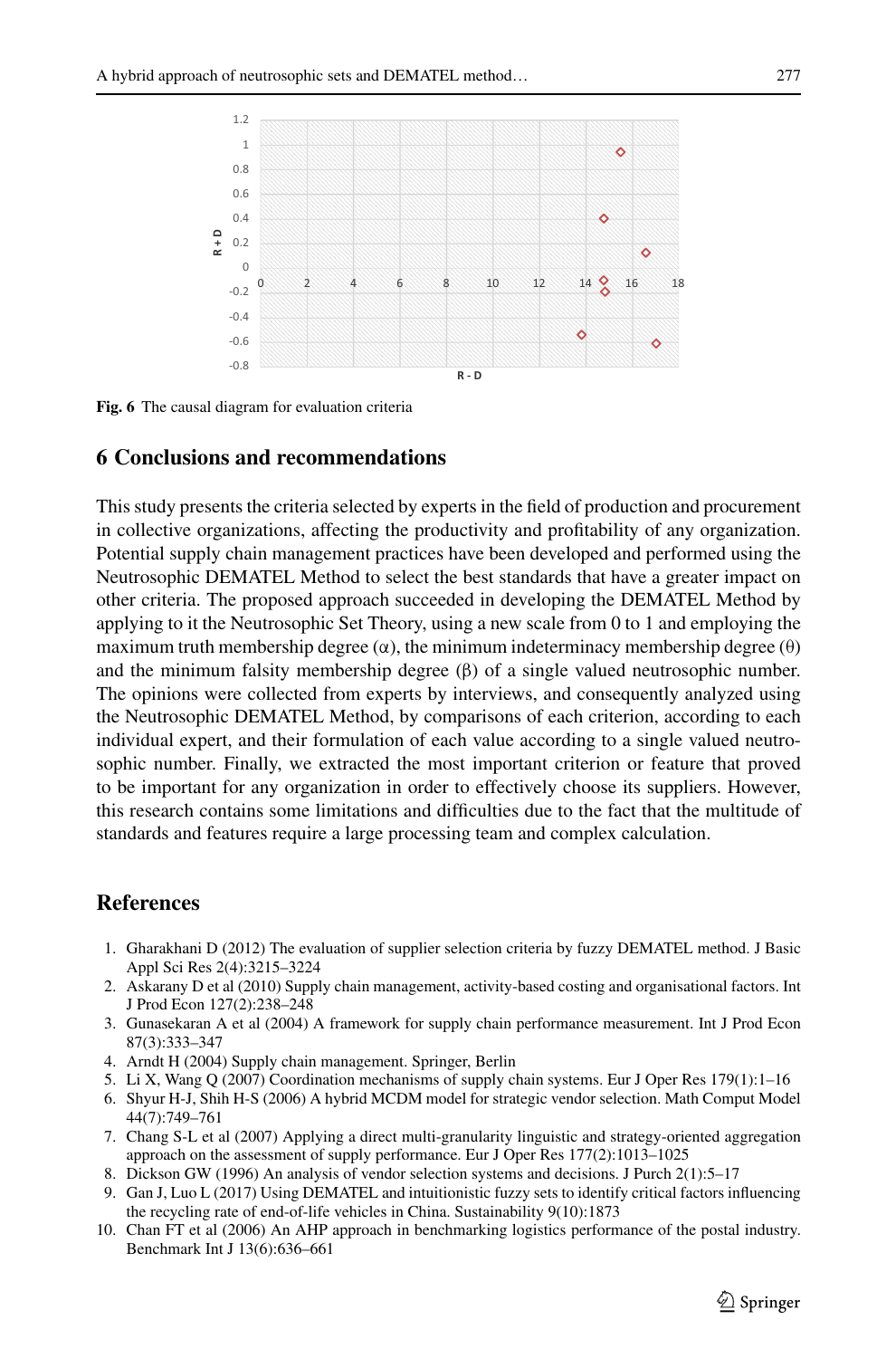Fig. 6 The causal diagram for evaluation criteria

## 6 Conclusions and recommendations

This study presents the criteria selected by experts in the field of production and procurement in collective organizations, affecting the productivity and profitability of any organization. Potential supply chain management practices have been developed and performed using the Neutrosophic DEMATEL Method to select the best standards that have a greater impact on other criteria. The proposed approach succeeded in developing the DEMATEL Method by applying to it the Neutrosophic Set Theory, using a new scale from 0 to 1 and employing the maximum truth membership degree (α), the minimum indeterminacy membership degree (θ) and the minimum falsity membership degree (β) of a single valued neutrosophic number. The opinions were collected from experts by interviews, and consequently analyzed using the Neutrosophic DEMATEL Method, by comparisons of each criterion, according to each individual expert, and their formulation of each value according to a single valued neutrosophic number. Finally, we extracted the most important criterion or feature that proved to be important for any organization in order to effectively choose its suppliers. However, this research contains some limitations and difficulties due to the fact that the multitude of standards and features require a large processing team and complex calculation.

## References

1. Gharakhani D (2012) The evaluation of supplier selection criteria by fuzzy DEMATEL method. J Basic Appl Sci Res 2(4):3215–3224
2. Askarany D et al (2010) Supply chain management, activity-based costing and organisational factors. Int J Prod Econ 127(2):238–248
3. Gunasekaran A et al (2004) A framework for supply chain performance measurement. Int J Prod Econ 87(3):333–347
4. Arndt H (2004) Supply chain management. Springer, Berlin
5. Li X, Wang Q (2007) Coordination mechanisms of supply chain systems. Eur J Oper Res 179(1):1–16
6. Shyur H-J, Shih H-S (2006) A hybrid MCDM model for strategic vendor selection. Math Comput Model 44(7):749–761
7. Chang S-L et al (2007) Applying a direct multi-granularity linguistic and strategy-oriented aggregation approach on the assessment of supply performance. Eur J Oper Res 177(2):1013–1025
8. Dickson GW (1996) An analysis of vendor selection systems and decisions. J Purch 2(1):5–17
9. Gan J, Luo L (2017) Using DEMATEL and intuitionistic fuzzy sets to identify critical factors influencing the recycling rate of end-of-life vehicles in China. Sustainability 9(10):1873
10. Chan FT et al (2006) An AHP approach in benchmarking logistics performance of the postal industry. Benchmark Int J 13(6):636–661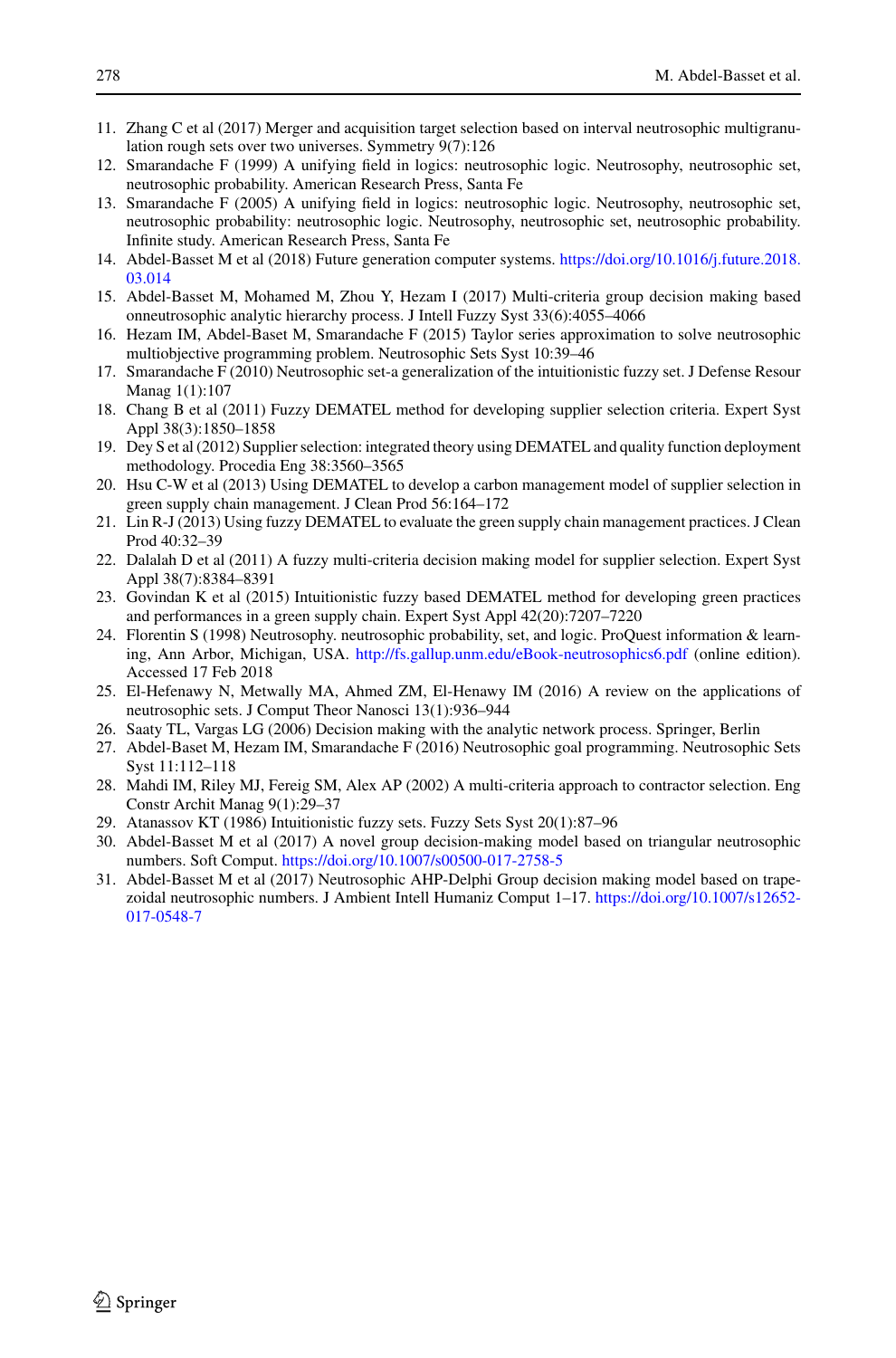11. Zhang C et al (2017) Merger and acquisition target selection based on interval neutrosophic multigranulation rough sets over two universes. Symmetry 9(7):126
12. Smarandache F (1999) A unifying field in logics: neutrosophic logic. Neutrosophy, neutrosophic set, neutrosophic probability. American Research Press, Santa Fe
13. Smarandache F (2005) A unifying field in logics: neutrosophic logic. Neutrosophy, neutrosophic set, neutrosophic probability: neutrosophic logic. Neutrosophy, neutrosophic set, neutrosophic probability. Infinite study. American Research Press, Santa Fe
14. Abdel-Basset M et al (2018) Future generation computer systems. https://doi.org/10.1016/j.future.2018.03.014
15. Abdel-Basset M, Mohamed M, Zhou Y, Hezam I (2017) Multi-criteria group decision making based onneutrosophic analytic hierarchy process. J Intell Fuzzy Syst 33(6):4055–4066
16. Hezam IM, Abdel-Baset M, Smarandache F (2015) Taylor series approximation to solve neutrosophic multiobjective programming problem. Neutrosophic Sets Syst 10:39–46
17. Smarandache F (2010) Neutrosophic set-a generalization of the intuitionistic fuzzy set. J Defense Resour Manag 1(1):107
18. Chang B et al (2011) Fuzzy DEMATEL method for developing supplier selection criteria. Expert Syst Appl 38(3):1850–1858
19. Dey S et al (2012) Supplier selection: integrated theory using DEMATEL and quality function deployment methodology. Procedia Eng 38:3560–3565
20. Hsu C-W et al (2013) Using DEMATEL to develop a carbon management model of supplier selection in green supply chain management. J Clean Prod 56:164–172
21. Lin R-J (2013) Using fuzzy DEMATEL to evaluate the green supply chain management practices. J Clean Prod 40:32–39
22. Dalalah D et al (2011) A fuzzy multi-criteria decision making model for supplier selection. Expert Syst Appl 38(7):8384–8391
23. Govindan K et al (2015) Intuitionistic fuzzy based DEMATEL method for developing green practices and performances in a green supply chain. Expert Syst Appl 42(20):7207–7220
24. Florentin S (1998) Neutrosophy. neutrosophic probability, set, and logic. ProQuest information & learning, Ann Arbor, Michigan, USA. http://fs.gallup.unm.edu/eBook-neutrosophics6.pdf (online edition). Accessed 17 Feb 2018
25. El-Hefenawy N, Metwally MA, Ahmed ZM, El-Henawy IM (2016) A review on the applications of neutrosophic sets. J Comput Theor Nanosci 13(1):936–944
26. Saaty TL, Vargas LG (2006) Decision making with the analytic network process. Springer, Berlin
27. Abdel-Baset M, Hezam IM, Smarandache F (2016) Neutrosophic goal programming. Neutrosophic Sets Syst 11:112–118
28. Mahdi IM, Riley MJ, Fereig SM, Alex AP (2002) A multi-criteria approach to contractor selection. Eng Constr Archit Manag 9(1):29–37
29. Atanassov KT (1986) Intuitionistic fuzzy sets. Fuzzy Sets Syst 20(1):87–96
30. Abdel-Basset M et al (2017) A novel group decision-making model based on triangular neutrosophic numbers. Soft Comput. https://doi.org/10.1007/s00500-017-2758-5
31. Abdel-Basset M et al (2017) Neutrosophic AHP-Delphi Group decision making model based on trapezoidal neutrosophic numbers. J Ambient Intell Humaniz Comput 1–17. https://doi.org/10.1007/s12652-017-0548-7